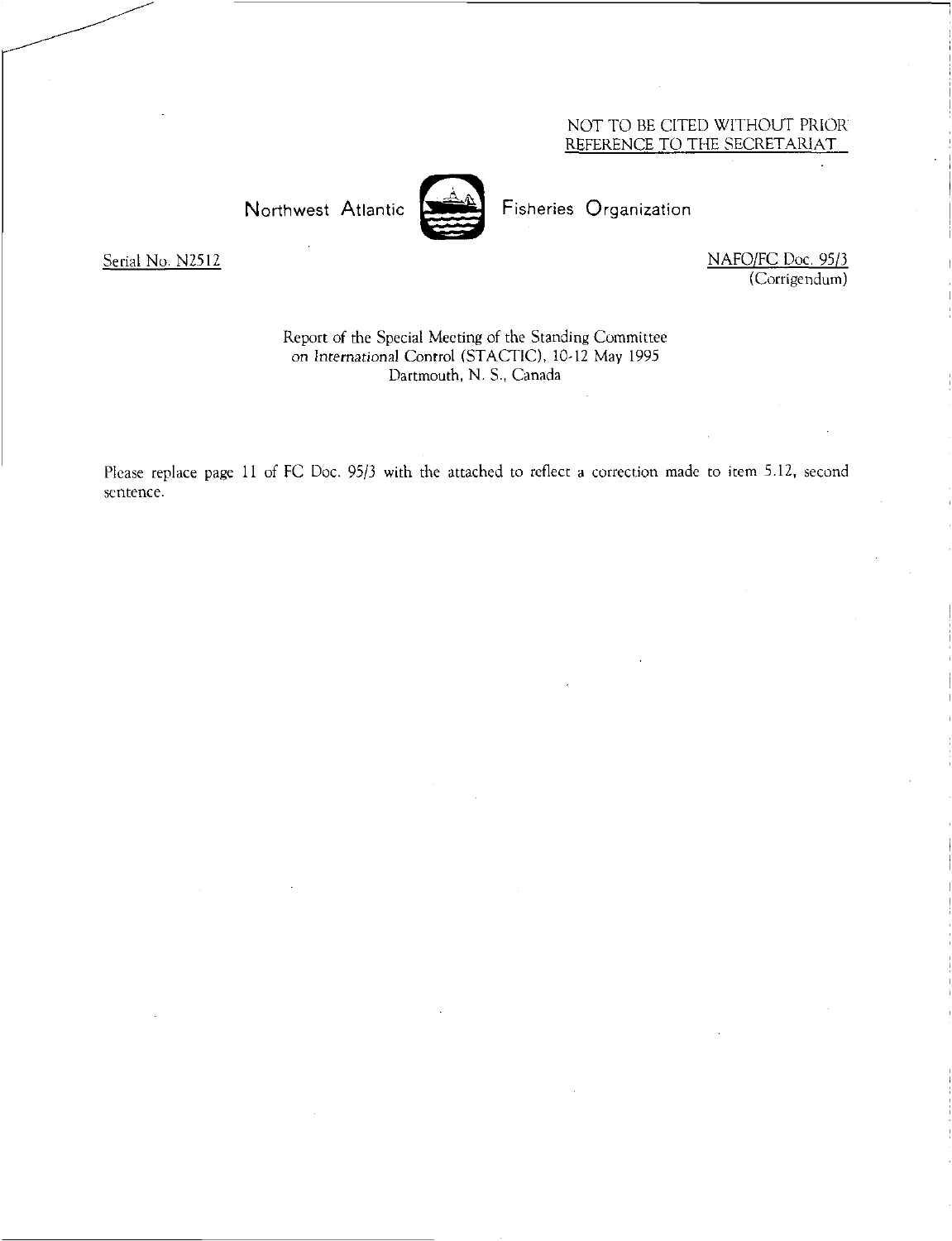NOT TO BE CITED WITHOUT PRIOR REFERENCE TO THE SECRETARIAT

Northwest Atlantic Fisheries Organization

Serial No. N2512

NAFO/FC Doc. 95/3 (Corrigendum)

Report of the Special Meeting of the Standing Committee on International Control (STACTIC), 10-12 May 1995
Dartmouth, N. S., Canada

Please replace page 11 of FC Doc. 95/3 with the attached to reflect a correction made to item 5.12, second sentence.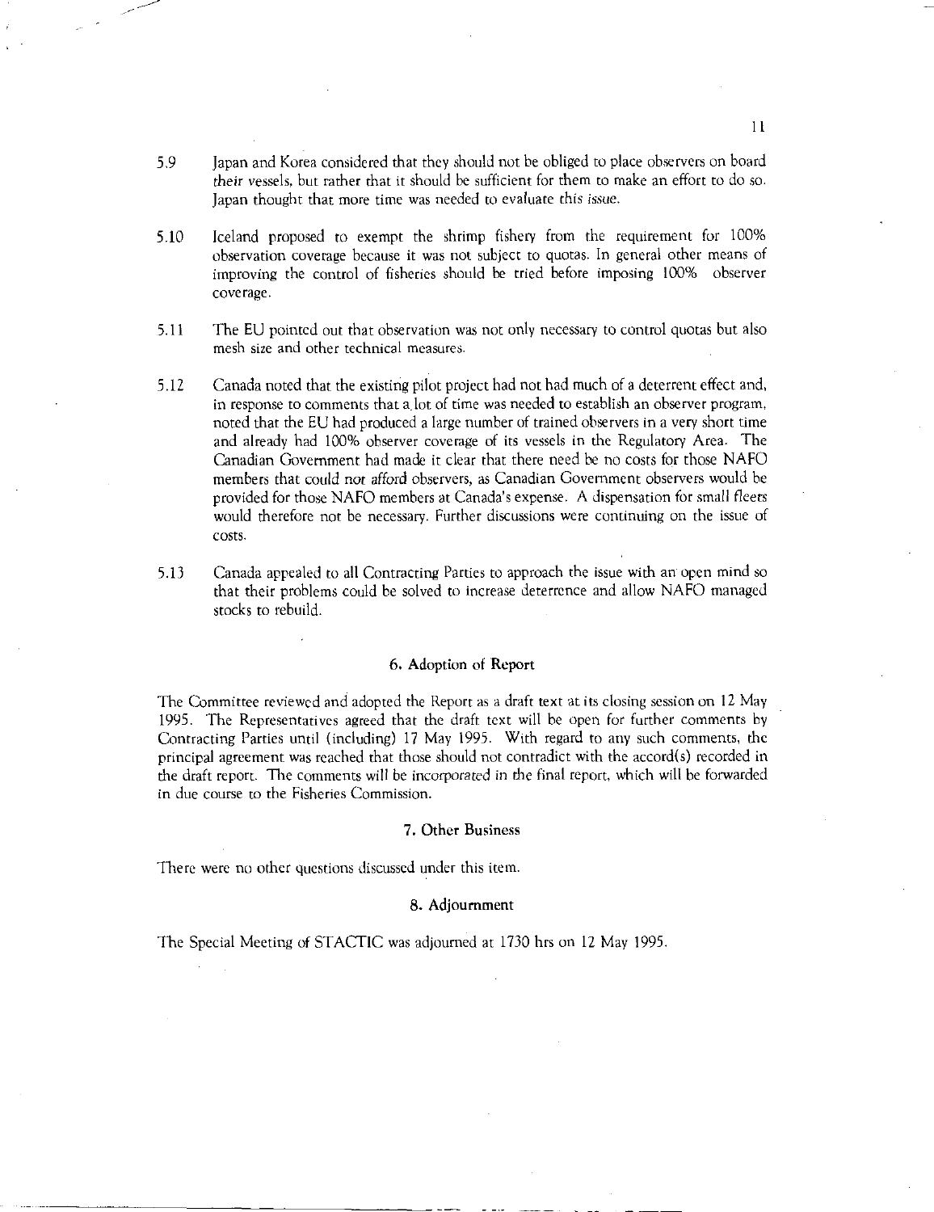5.9 Japan and Korea considered that they should not be obliged to place observers on board their vessels, but rather that it should be sufficient for them to make an effort to do so. Japan thought that more time was needed to evaluate this issue.

5.10 Iceland proposed to exempt the shrimp fishery from the requirement for 100% observation coverage because it was not subject to quotas. In general other means of improving the control of fisheries should be tried before imposing 100% observer coverage.

5.11 The EU pointed out that observation was not only necessary to control quotas but also mesh size and other technical measures.

5.12 Canada noted that the existing pilot project had not had much of a deterrent effect and, in response to comments that a lot of time was needed to establish an observer program, noted that the EU had produced a large number of trained observers in a very short time and already had 100% observer coverage of its vessels in the Regulatory Area. The Canadian Government had made it clear that there need be no costs for those NAFO members that could not afford observers, as Canadian Government observers would be provided for those NAFO members at Canada's expense. A dispensation for small fleets would therefore not be necessary. Further discussions were continuing on the issue of costs.

5.13 Canada appealed to all Contracting Parties to approach the issue with an open mind so that their problems could be solved to increase deterrence and allow NAFO managed stocks to rebuild.

## 6. Adoption of Report

The Committee reviewed and adopted the Report as a draft text at its closing session on 12 May 1995. The Representatives agreed that the draft text will be open for further comments by Contracting Parties until (including) 17 May 1995. With regard to any such comments, the principal agreement was reached that those should not contradict with the accord(s) recorded in the draft report. The comments will be incorporated in the final report, which will be forwarded in due course to the Fisheries Commission.

## 7. Other Business

There were no other questions discussed under this item.

## 8. Adjournment

The Special Meeting of STACTIC was adjourned at 1730 hrs on 12 May 1995.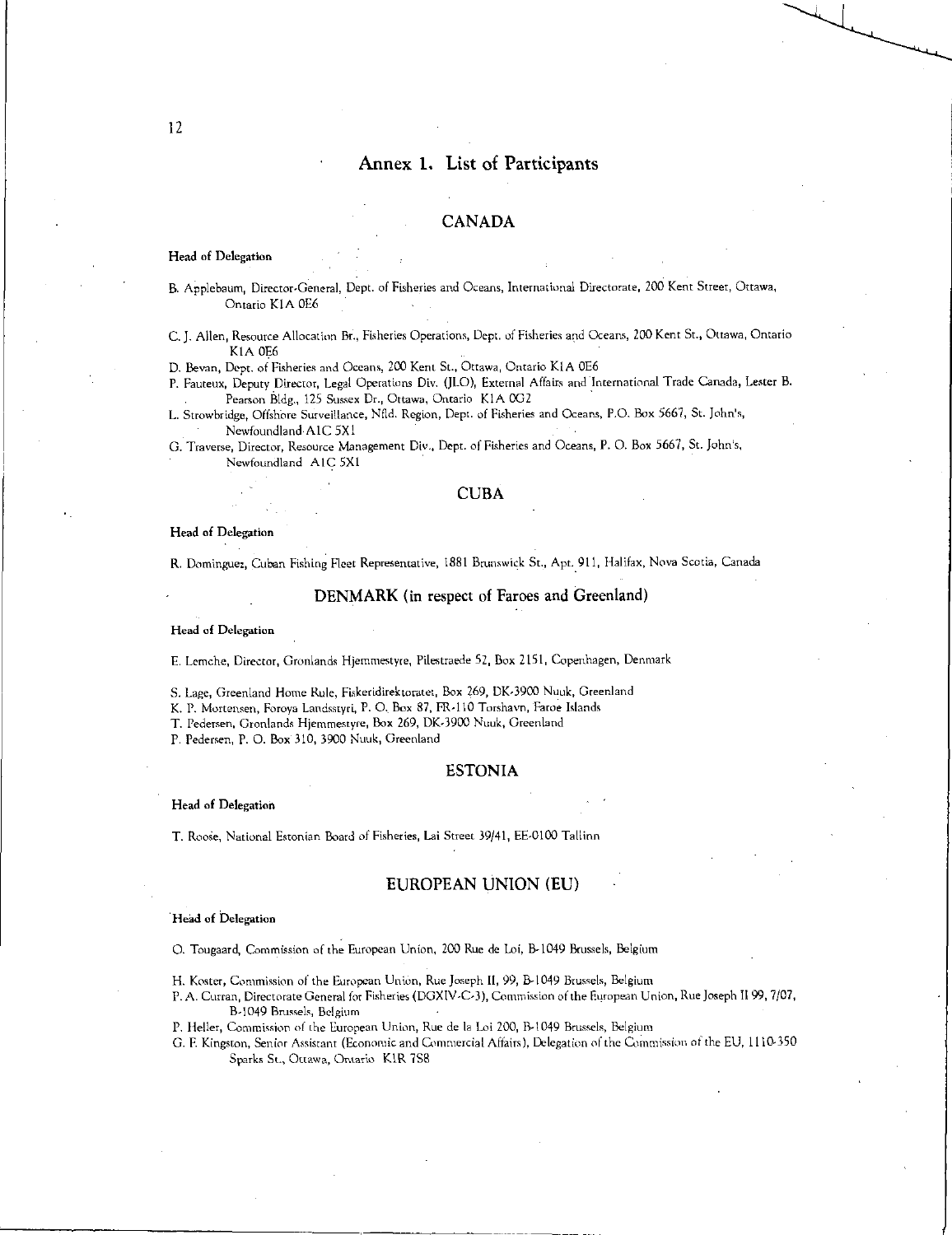# Annex 1. List of Participants

## CANADA

**Head of Delegation**

B. Applebaum, Director-General, Dept. of Fisheries and Oceans, International Directorate, 200 Kent Street, Ottawa, Ontario K1A 0E6

C. J. Allen, Resource Allocation Br., Fisheries Operations, Dept. of Fisheries and Oceans, 200 Kent St., Ottawa, Ontario K1A 0E6

D. Bevan, Dept. of Fisheries and Oceans, 200 Kent St., Ottawa, Ontario K1A 0E6

P. Fauteux, Deputy Director, Legal Operations Div. (JLO), External Affairs and International Trade Canada, Lester B. Pearson Bldg., 125 Sussex Dr., Ottawa, Ontario K1A 0G2

L. Strowbridge, Offshore Surveillance, Nfld. Region, Dept. of Fisheries and Oceans, P.O. Box 5667, St. John's, Newfoundland A1C 5X1

G. Traverse, Director, Resource Management Div., Dept. of Fisheries and Oceans, P. O. Box 5667, St. John's, Newfoundland A1C 5X1

## CUBA

**Head of Delegation**

R. Dominguez, Cuban Fishing Fleet Representative, 1881 Brunswick St., Apt. 911, Halifax, Nova Scotia, Canada

## DENMARK (in respect of Faroes and Greenland)

**Head of Delegation**

E. Lemche, Director, Gronlands Hjemmestyre, Pilestraede 52, Box 2151, Copenhagen, Denmark

S. Lage, Greenland Home Rule, Fiskeridirektoratet, Box 269, DK-3900 Nuuk, Greenland

K. P. Mortensen, Foroya Landsstyri, P. O. Box 87, FR-110 Torshavn, Faroe Islands

T. Pedersen, Gronlands Hjemmestyre, Box 269, DK-3900 Nuuk, Greenland

P. Pedersen, P. O. Box 310, 3900 Nuuk, Greenland

## ESTONIA

**Head of Delegation**

T. Roose, National Estonian Board of Fisheries, Lai Street 39/41, EE-0100 Tallinn

## EUROPEAN UNION (EU)

**Head of Delegation**

O. Tougaard, Commission of the European Union, 200 Rue de Loi, B-1049 Brussels, Belgium

H. Koster, Commission of the European Union, Rue Joseph II, 99, B-1049 Brussels, Belgium

P. A. Curran, Directorate General for Fisheries (DGXIV-C-3), Commission of the European Union, Rue Joseph II 99, 7/07, B-1049 Brussels, Belgium

P. Heller, Commission of the European Union, Rue de la Loi 200, B-1049 Brussels, Belgium

G. F. Kingston, Senior Assistant (Economic and Commercial Affairs), Delegation of the Commission of the EU, 1110-350 Sparks St., Ottawa, Ontario K1R 7S8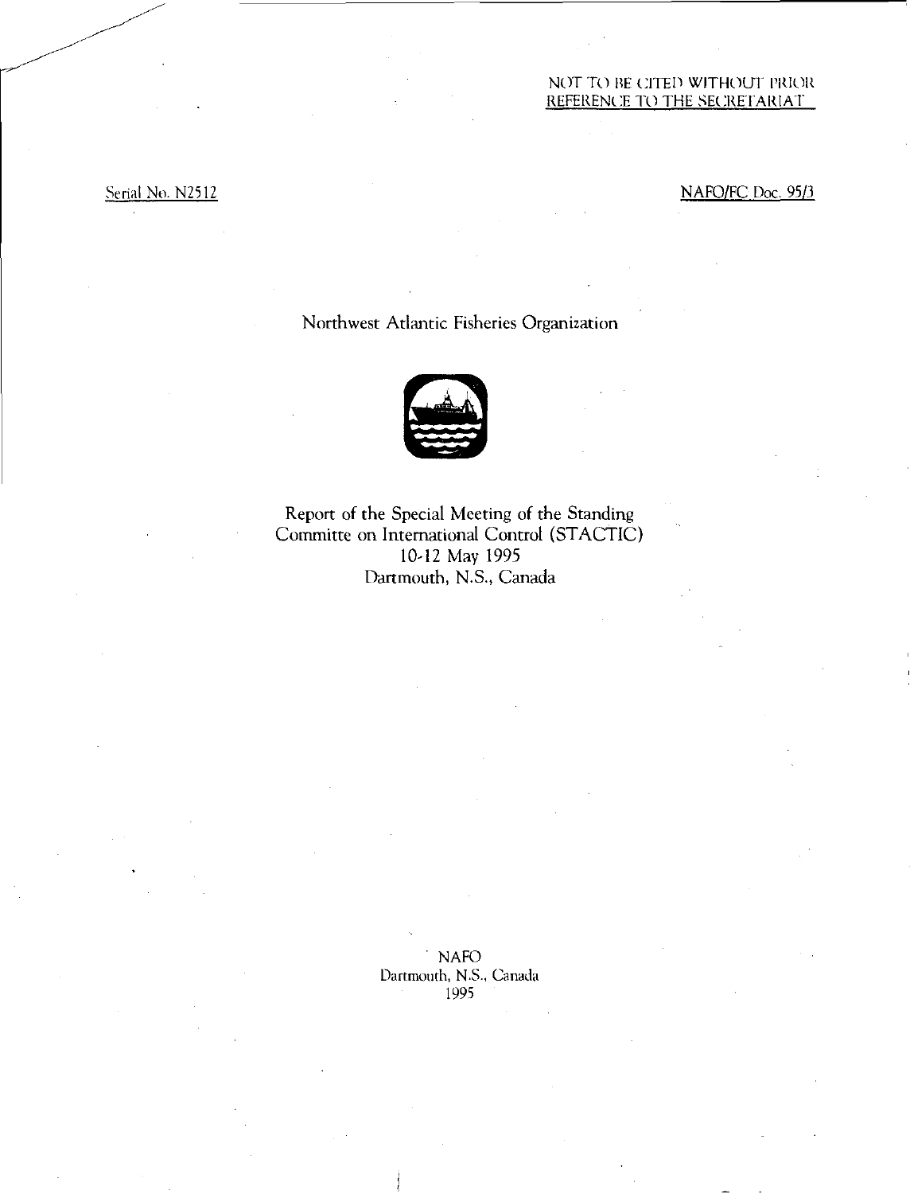NOT TO BE CITED WITHOUT PRIOR REFERENCE TO THE SECRETARIAT

Serial No. N2512

NAFO/FC Doc. 95/3

# Northwest Atlantic Fisheries Organization

## Report of the Special Meeting of the Standing Committee on International Control (STACTIC)
10-12 May 1995
Dartmouth, N.S., Canada

NAFO
Dartmouth, N.S., Canada
1995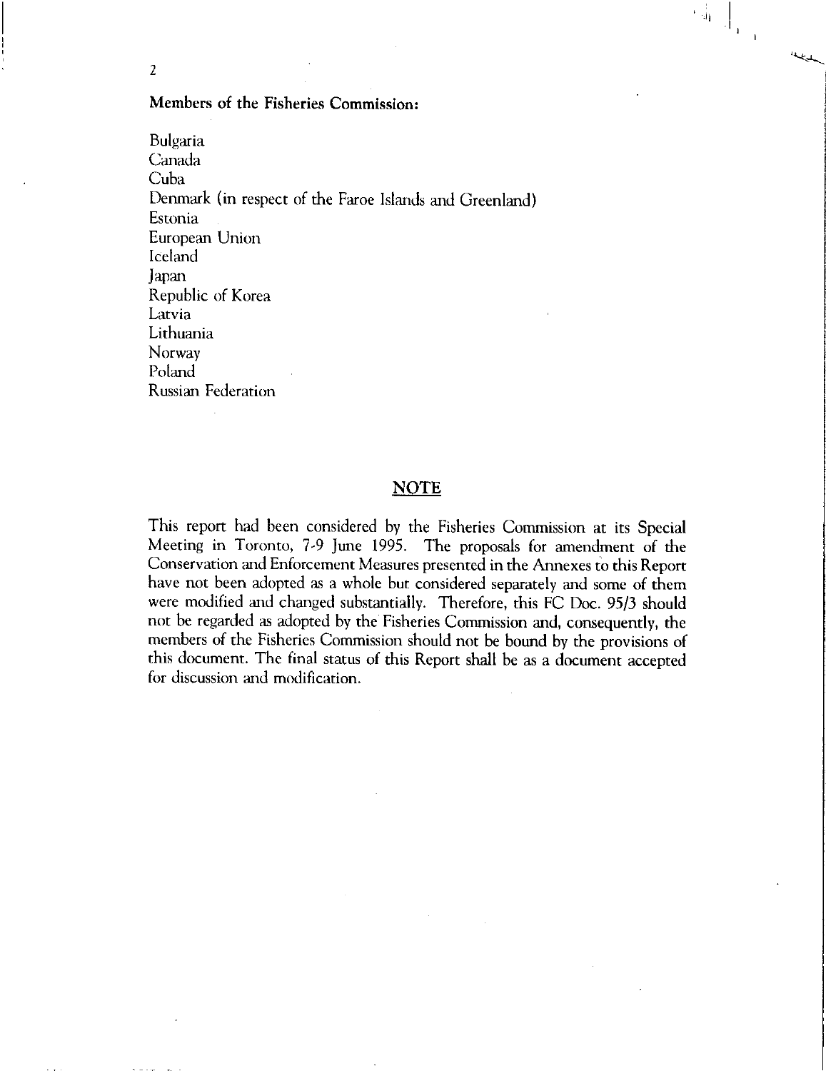**Members of the Fisheries Commission:**

Bulgaria
Canada
Cuba
Denmark (in respect of the Faroe Islands and Greenland)
Estonia
European Union
Iceland
Japan
Republic of Korea
Latvia
Lithuania
Norway
Poland
Russian Federation

## NOTE

This report had been considered by the Fisheries Commission at its Special Meeting in Toronto, 7-9 June 1995. The proposals for amendment of the Conservation and Enforcement Measures presented in the Annexes to this Report have not been adopted as a whole but considered separately and some of them were modified and changed substantially. Therefore, this FC Doc. 95/3 should not be regarded as adopted by the Fisheries Commission and, consequently, the members of the Fisheries Commission should not be bound by the provisions of this document. The final status of this Report shall be as a document accepted for discussion and modification.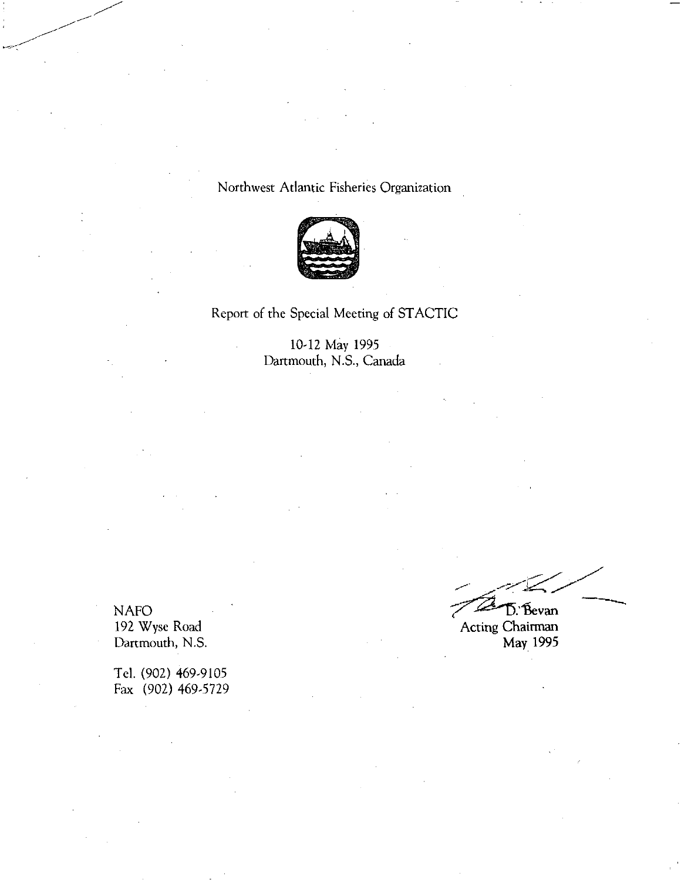Northwest Atlantic Fisheries Organization

# Report of the Special Meeting of STACTIC

10-12 May 1995
Dartmouth, N.S., Canada

D. Bevan
Acting Chairman
May 1995

NAFO
192 Wyse Road
Dartmouth, N.S.

Tel. (902) 469-9105
Fax (902) 469-5729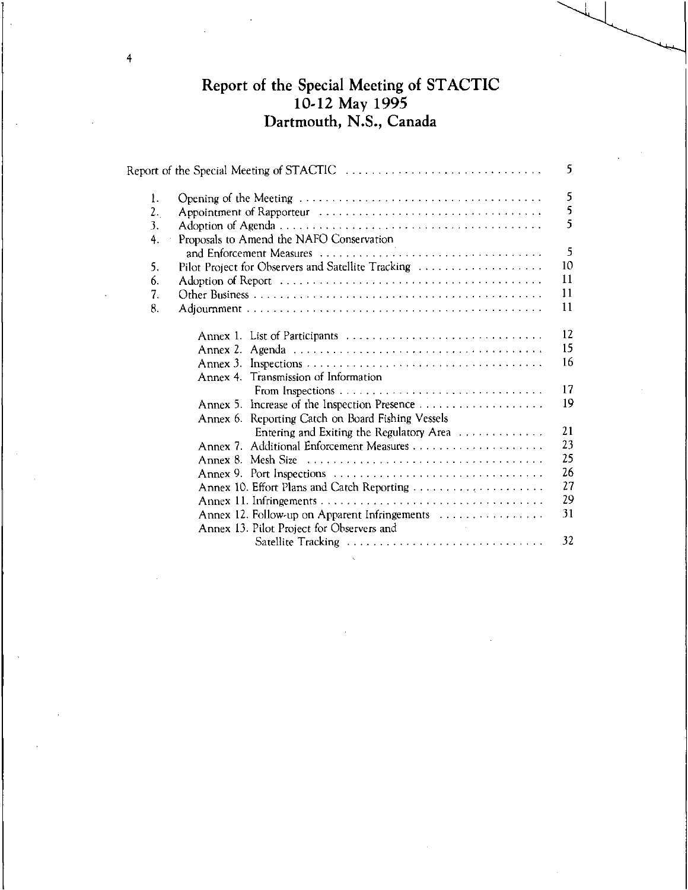# Report of the Special Meeting of STACTIC
## 10-12 May 1995
## Dartmouth, N.S., Canada

| | | |
|---|---|---|
| Report of the Special Meeting of STACTIC | | 5 |
| 1. | Opening of the Meeting | 5 |
| 2. | Appointment of Rapporteur | 5 |
| 3. | Adoption of Agenda | 5 |
| 4. | Proposals to Amend the NAFO Conservation and Enforcement Measures | 5 |
| 5. | Pilot Project for Observers and Satellite Tracking | 10 |
| 6. | Adoption of Report | 11 |
| 7. | Other Business | 11 |
| 8. | Adjournment | 11 |
| | Annex 1. List of Participants | 12 |
| | Annex 2. Agenda | 15 |
| | Annex 3. Inspections | 16 |
| | Annex 4. Transmission of Information From Inspections | 17 |
| | Annex 5. Increase of the Inspection Presence | 19 |
| | Annex 6. Reporting Catch on Board Fishing Vessels Entering and Exiting the Regulatory Area | 21 |
| | Annex 7. Additional Enforcement Measures | 23 |
| | Annex 8. Mesh Size | 25 |
| | Annex 9. Port Inspections | 26 |
| | Annex 10. Effort Plans and Catch Reporting | 27 |
| | Annex 11. Infringements | 29 |
| | Annex 12. Follow-up on Apparent Infringements | 31 |
| | Annex 13. Pilot Project for Observers and Satellite Tracking | 32 |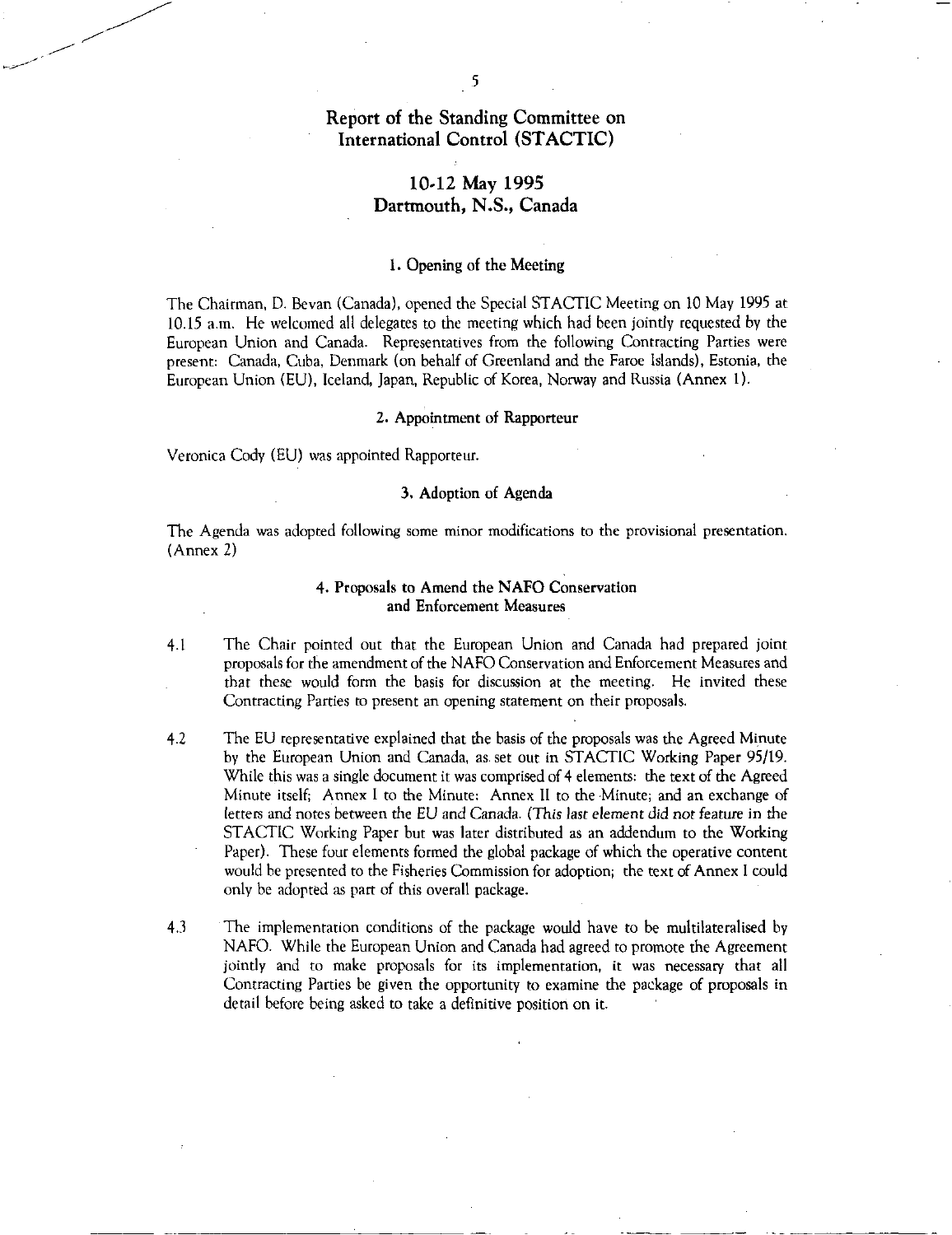# Report of the Standing Committee on International Control (STACTIC)

## 10-12 May 1995
## Dartmouth, N.S., Canada

### 1. Opening of the Meeting

The Chairman, D. Bevan (Canada), opened the Special STACTIC Meeting on 10 May 1995 at 10.15 a.m. He welcomed all delegates to the meeting which had been jointly requested by the European Union and Canada. Representatives from the following Contracting Parties were present: Canada, Cuba, Denmark (on behalf of Greenland and the Faroe Islands), Estonia, the European Union (EU), Iceland, Japan, Republic of Korea, Norway and Russia (Annex 1).

### 2. Appointment of Rapporteur

Veronica Cody (EU) was appointed Rapporteur.

### 3. Adoption of Agenda

The Agenda was adopted following some minor modifications to the provisional presentation. (Annex 2)

### 4. Proposals to Amend the NAFO Conservation and Enforcement Measures

4.1 The Chair pointed out that the European Union and Canada had prepared joint proposals for the amendment of the NAFO Conservation and Enforcement Measures and that these would form the basis for discussion at the meeting. He invited these Contracting Parties to present an opening statement on their proposals.

4.2 The EU representative explained that the basis of the proposals was the Agreed Minute by the European Union and Canada, as set out in STACTIC Working Paper 95/19. While this was a single document it was comprised of 4 elements: the text of the Agreed Minute itself; Annex I to the Minute; Annex II to the Minute; and an exchange of letters and notes between the EU and Canada. (*This last element did not feature in the STACTIC Working Paper but was later distributed as an addendum to the Working Paper*). These four elements formed the global package of which the operative content would be presented to the Fisheries Commission for adoption; the text of Annex I could only be adopted as part of this overall package.

4.3 The implementation conditions of the package would have to be multilateralised by NAFO. While the European Union and Canada had agreed to promote the Agreement jointly and to make proposals for its implementation, it was necessary that all Contracting Parties be given the opportunity to examine the package of proposals in detail before being asked to take a definitive position on it.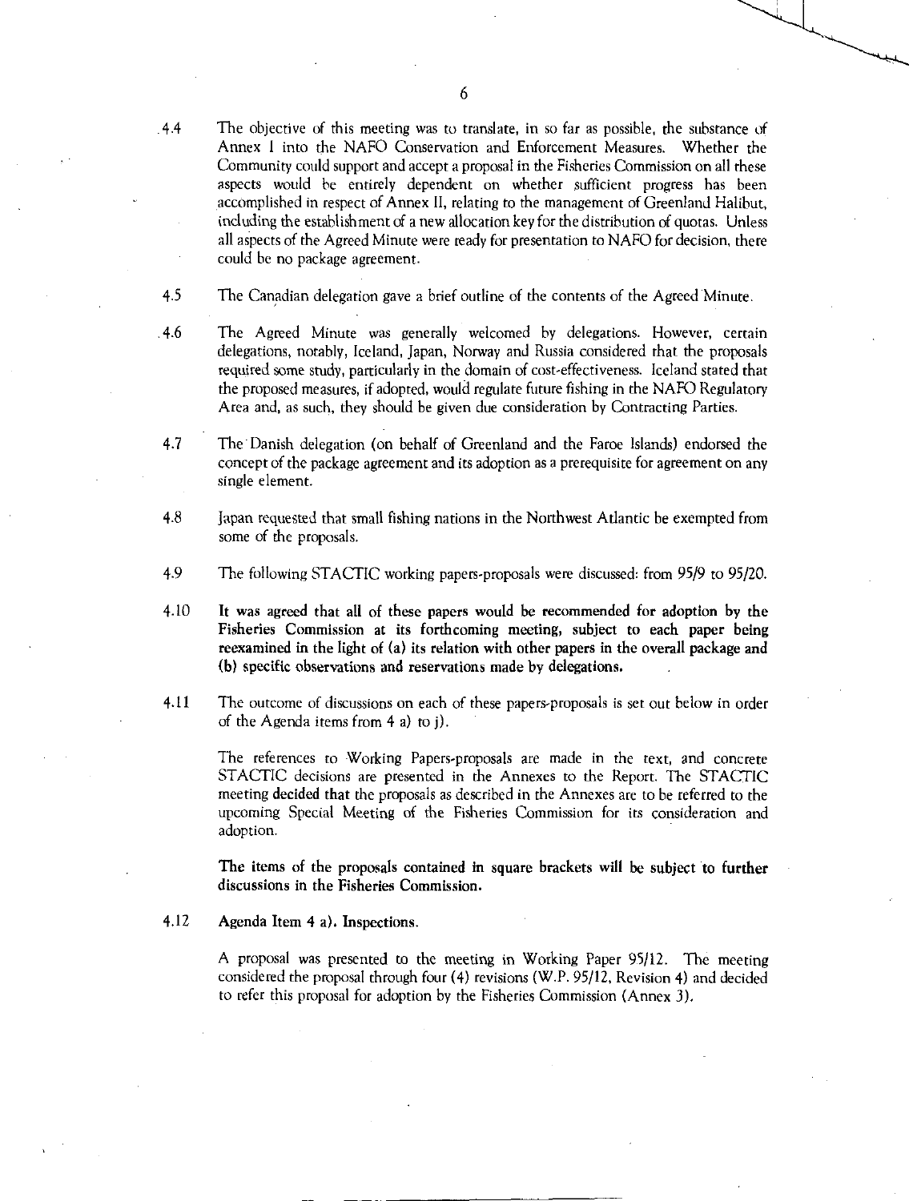4.4 The objective of this meeting was to translate, in so far as possible, the substance of Annex I into the NAFO Conservation and Enforcement Measures. Whether the Community could support and accept a proposal in the Fisheries Commission on all these aspects would be entirely dependent on whether sufficient progress has been accomplished in respect of Annex II, relating to the management of Greenland Halibut, including the establishment of a new allocation key for the distribution of quotas. Unless all aspects of the Agreed Minute were ready for presentation to NAFO for decision, there could be no package agreement.

4.5 The Canadian delegation gave a brief outline of the contents of the Agreed Minute.

4.6 The Agreed Minute was generally welcomed by delegations. However, certain delegations, notably, Iceland, Japan, Norway and Russia considered that the proposals required some study, particularly in the domain of cost-effectiveness. Iceland stated that the proposed measures, if adopted, would regulate future fishing in the NAFO Regulatory Area and, as such, they should be given due consideration by Contracting Parties.

4.7 The Danish delegation (on behalf of Greenland and the Faroe Islands) endorsed the concept of the package agreement and its adoption as a prerequisite for agreement on any single element.

4.8 Japan requested that small fishing nations in the Northwest Atlantic be exempted from some of the proposals.

4.9 The following STACTIC working papers-proposals were discussed: from 95/9 to 95/20.

4.10 **It was agreed that all of these papers would be recommended for adoption by the Fisheries Commission at its forthcoming meeting, subject to each paper being reexamined in the light of (a) its relation with other papers in the overall package and (b) specific observations and reservations made by delegations.**

4.11 The outcome of discussions on each of these papers-proposals is set out below in order of the Agenda items from 4 a) to j).

The references to Working Papers-proposals are made in the text, and concrete STACTIC decisions are presented in the Annexes to the Report. The STACTIC meeting **decided that** the proposals as described in the Annexes are to be referred to the upcoming Special Meeting of the Fisheries Commission for its consideration and adoption.

**The items of the proposals contained in square brackets will be subject to further discussions in the Fisheries Commission.**

4.12 **Agenda Item 4 a). Inspections.**

A proposal was presented to the meeting in Working Paper 95/12. The meeting considered the proposal through four (4) revisions (W.P. 95/12, Revision 4) and decided to refer this proposal for adoption by the Fisheries Commission (Annex 3).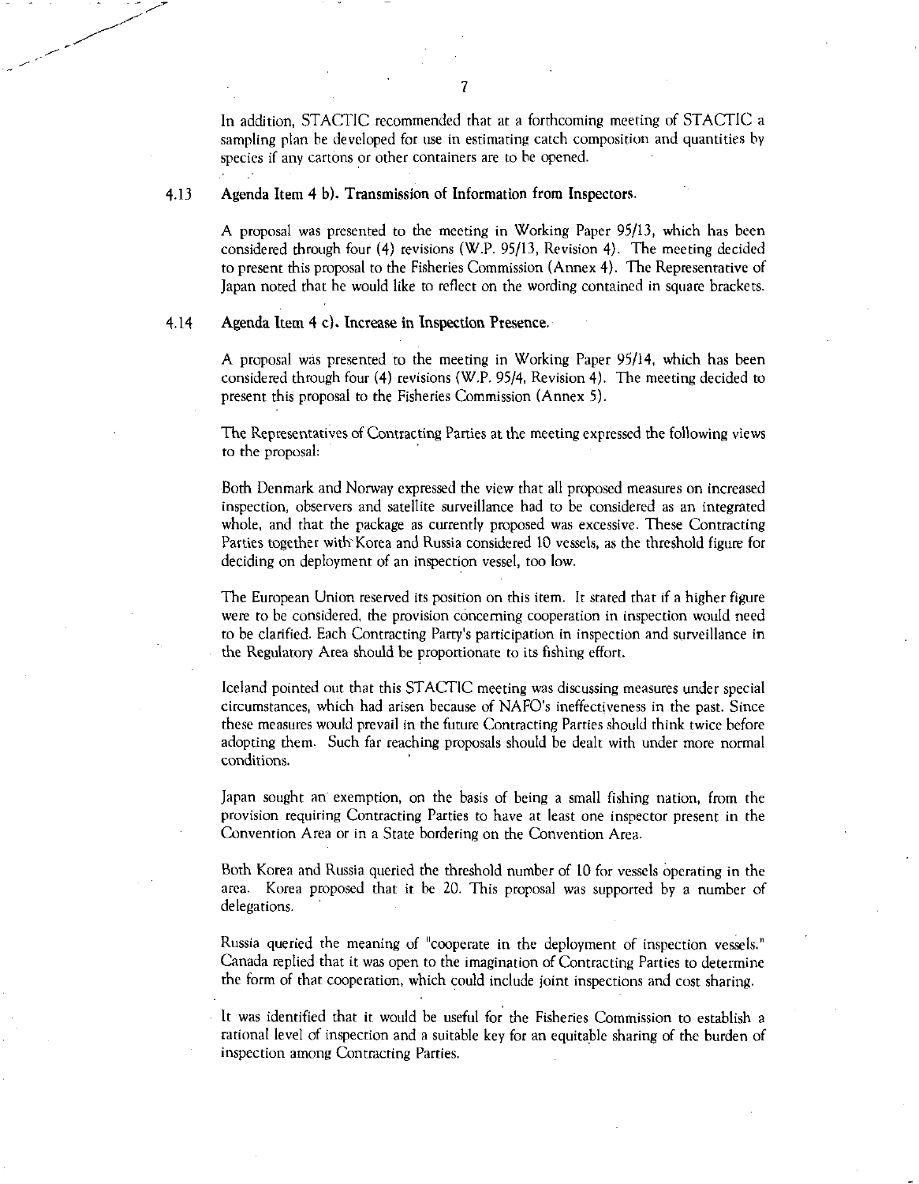In addition, STACTIC recommended that at a forthcoming meeting of STACTIC a sampling plan be developed for use in estimating catch composition and quantities by species if any cartons or other containers are to be opened.

4.13 **Agenda Item 4 b). Transmission of Information from Inspectors.**

A proposal was presented to the meeting in Working Paper 95/13, which has been considered through four (4) revisions (W.P. 95/13, Revision 4). The meeting decided to present this proposal to the Fisheries Commission (Annex 4). The Representative of Japan noted that he would like to reflect on the wording contained in square brackets.

4.14 **Agenda Item 4 c). Increase in Inspection Presence.**

A proposal was presented to the meeting in Working Paper 95/14, which has been considered through four (4) revisions (W.P. 95/4, Revision 4). The meeting decided to present this proposal to the Fisheries Commission (Annex 5).

The Representatives of Contracting Parties at the meeting expressed the following views to the proposal:

Both Denmark and Norway expressed the view that all proposed measures on increased inspection, observers and satellite surveillance had to be considered as an integrated whole, and that the package as currently proposed was excessive. These Contracting Parties together with Korea and Russia considered 10 vessels, as the threshold figure for deciding on deployment of an inspection vessel, too low.

The European Union reserved its position on this item. It stated that if a higher figure were to be considered, the provision concerning cooperation in inspection would need to be clarified. Each Contracting Party's participation in inspection and surveillance in the Regulatory Area should be proportionate to its fishing effort.

Iceland pointed out that this STACTIC meeting was discussing measures under special circumstances, which had arisen because of NAFO's ineffectiveness in the past. Since these measures would prevail in the future Contracting Parties should think twice before adopting them. Such far reaching proposals should be dealt with under more normal conditions.

Japan sought an exemption, on the basis of being a small fishing nation, from the provision requiring Contracting Parties to have at least one inspector present in the Convention Area or in a State bordering on the Convention Area.

Both Korea and Russia queried the threshold number of 10 for vessels operating in the area. Korea proposed that it be 20. This proposal was supported by a number of delegations.

Russia queried the meaning of "cooperate in the deployment of inspection vessels." Canada replied that it was open to the imagination of Contracting Parties to determine the form of that cooperation, which could include joint inspections and cost sharing.

It was identified that it would be useful for the Fisheries Commission to establish a rational level of inspection and a suitable key for an equitable sharing of the burden of inspection among Contracting Parties.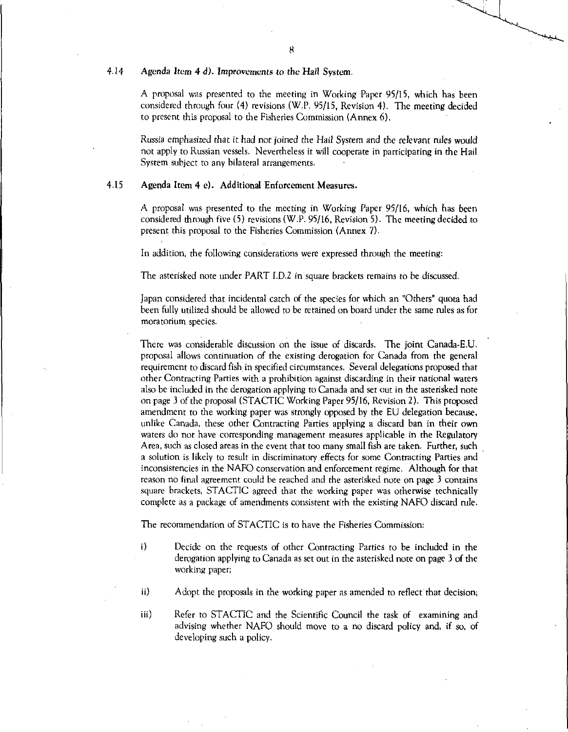4.14 **Agenda Item 4 d). Improvements to the Hail System.**

A proposal was presented to the meeting in Working Paper 95/15, which has been considered through four (4) revisions (W.P. 95/15, Revision 4). The meeting decided to present this proposal to the Fisheries Commission (Annex 6).

Russia emphasized that it had not joined the Hail System and the relevant rules would not apply to Russian vessels. Nevertheless it will cooperate in participating in the Hail System subject to any bilateral arrangements.

4.15 **Agenda Item 4 e). Additional Enforcement Measures.**

A proposal was presented to the meeting in Working Paper 95/16, which has been considered through five (5) revisions (W.P. 95/16, Revision 5). The meeting decided to present this proposal to the Fisheries Commission (Annex 7).

In addition, the following considerations were expressed through the meeting:

The asterisked note under PART I.D.2 in square brackets remains to be discussed.

Japan considered that incidental catch of the species for which an "Others" quota had been fully utilized should be allowed to be retained on board under the same rules as for moratorium species.

There was considerable discussion on the issue of discards. The joint Canada-E.U. proposal allows continuation of the existing derogation for Canada from the general requirement to discard fish in specified circumstances. Several delegations proposed that other Contracting Parties with a prohibition against discarding in their national waters also be included in the derogation applying to Canada and set out in the asterisked note on page 3 of the proposal (STACTIC Working Paper 95/16, Revision 2). This proposed amendment to the working paper was strongly opposed by the EU delegation because, unlike Canada, these other Contracting Parties applying a discard ban in their own waters do not have corresponding management measures applicable in the Regulatory Area, such as closed areas in the event that too many small fish are taken. Further, such a solution is likely to result in discriminatory effects for some Contracting Parties and inconsistencies in the NAFO conservation and enforcement regime. Although for that reason no final agreement could be reached and the asterisked note on page 3 contains square brackets, STACTIC agreed that the working paper was otherwise technically complete as a package of amendments consistent with the existing NAFO discard rule.

The recommendation of STACTIC is to have the Fisheries Commission:

i) Decide on the requests of other Contracting Parties to be included in the derogation applying to Canada as set out in the asterisked note on page 3 of the working paper;

ii) Adopt the proposals in the working paper as amended to reflect that decision;

iii) Refer to STACTIC and the Scientific Council the task of examining and advising whether NAFO should move to a no discard policy and, if so, of developing such a policy.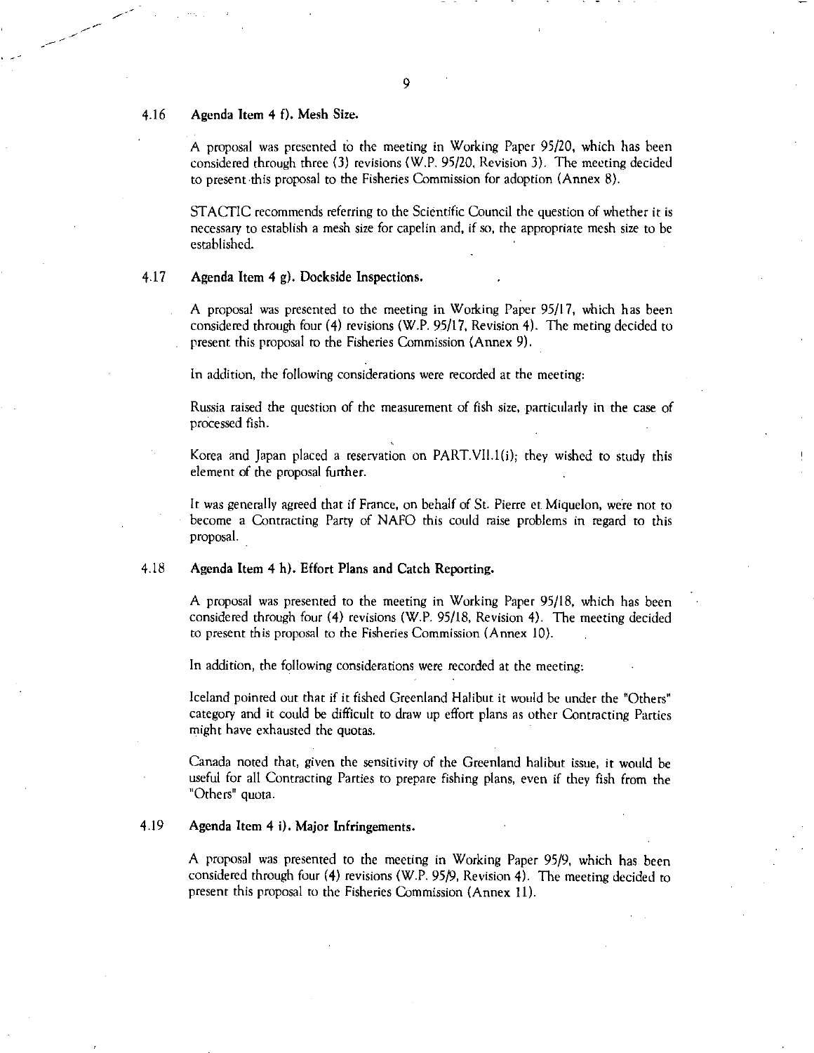4.16 **Agenda Item 4 f). Mesh Size.**

A proposal was presented to the meeting in Working Paper 95/20, which has been considered through three (3) revisions (W.P. 95/20, Revision 3). The meeting decided to present this proposal to the Fisheries Commission for adoption (Annex 8).

STACTIC recommends referring to the Scientific Council the question of whether it is necessary to establish a mesh size for capelin and, if so, the appropriate mesh size to be established.

4.17 **Agenda Item 4 g). Dockside Inspections.**

A proposal was presented to the meeting in Working Paper 95/17, which has been considered through four (4) revisions (W.P. 95/17, Revision 4). The meting decided to present this proposal to the Fisheries Commission (Annex 9).

In addition, the following considerations were recorded at the meeting:

Russia raised the question of the measurement of fish size, particularly in the case of processed fish.

Korea and Japan placed a reservation on PART.VII.1(i); they wished to study this element of the proposal further.

It was generally agreed that if France, on behalf of St. Pierre et Miquelon, were not to become a Contracting Party of NAFO this could raise problems in regard to this proposal.

4.18 **Agenda Item 4 h). Effort Plans and Catch Reporting.**

A proposal was presented to the meeting in Working Paper 95/18, which has been considered through four (4) revisions (W.P. 95/18, Revision 4). The meeting decided to present this proposal to the Fisheries Commission (Annex 10).

In addition, the following considerations were recorded at the meeting:

Iceland pointed out that if it fished Greenland Halibut it would be under the "Others" category and it could be difficult to draw up effort plans as other Contracting Parties might have exhausted the quotas.

Canada noted that, given the sensitivity of the Greenland halibut issue, it would be useful for all Contracting Parties to prepare fishing plans, even if they fish from the "Others" quota.

4.19 **Agenda Item 4 i). Major Infringements.**

A proposal was presented to the meeting in Working Paper 95/9, which has been considered through four (4) revisions (W.P. 95/9, Revision 4). The meeting decided to present this proposal to the Fisheries Commission (Annex 11).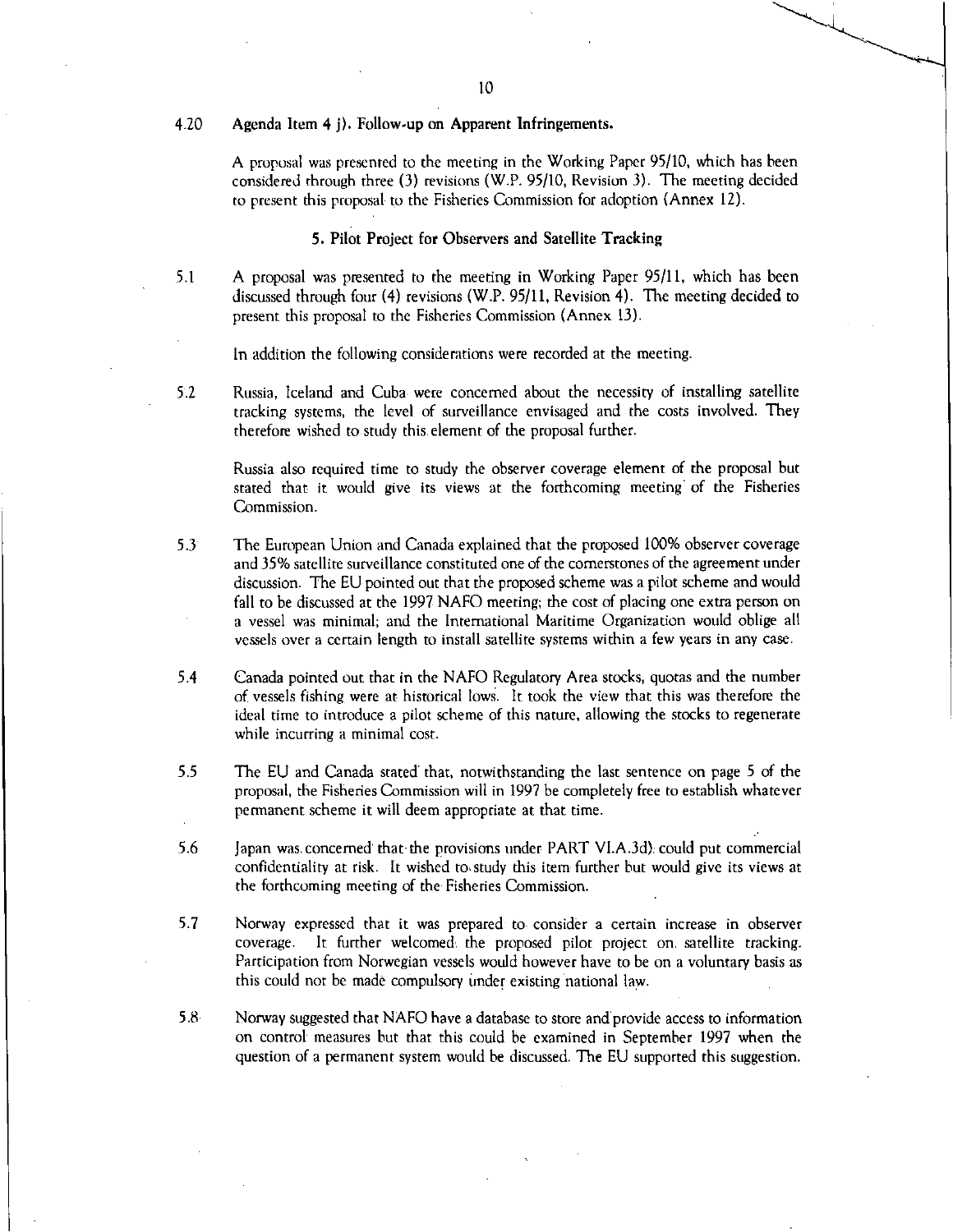4.20 **Agenda Item 4 j). Follow-up on Apparent Infringements.**

A proposal was presented to the meeting in the Working Paper 95/10, which has been considered through three (3) revisions (W.P. 95/10, Revision 3). The meeting decided to present this proposal to the Fisheries Commission for adoption (Annex 12).

## 5. Pilot Project for Observers and Satellite Tracking

5.1 A proposal was presented to the meeting in Working Paper 95/11, which has been discussed through four (4) revisions (W.P. 95/11, Revision 4). The meeting decided to present this proposal to the Fisheries Commission (Annex 13).

In addition the following considerations were recorded at the meeting.

5.2 Russia, Iceland and Cuba were concerned about the necessity of installing satellite tracking systems, the level of surveillance envisaged and the costs involved. They therefore wished to study this element of the proposal further.

Russia also required time to study the observer coverage element of the proposal but stated that it would give its views at the forthcoming meeting of the Fisheries Commission.

5.3 The European Union and Canada explained that the proposed 100% observer coverage and 35% satellite surveillance constituted one of the cornerstones of the agreement under discussion. The EU pointed out that the proposed scheme was a pilot scheme and would fall to be discussed at the 1997 NAFO meeting; the cost of placing one extra person on a vessel was minimal; and the International Maritime Organization would oblige all vessels over a certain length to install satellite systems within a few years in any case.

5.4 Canada pointed out that in the NAFO Regulatory Area stocks, quotas and the number of vessels fishing were at historical lows. It took the view that this was therefore the ideal time to introduce a pilot scheme of this nature, allowing the stocks to regenerate while incurring a minimal cost.

5.5 The EU and Canada stated that, notwithstanding the last sentence on page 5 of the proposal, the Fisheries Commission will in 1997 be completely free to establish whatever permanent scheme it will deem appropriate at that time.

5.6 Japan was concerned that the provisions under PART VI.A.3d) could put commercial confidentiality at risk. It wished to study this item further but would give its views at the forthcoming meeting of the Fisheries Commission.

5.7 Norway expressed that it was prepared to consider a certain increase in observer coverage. It further welcomed the proposed pilot project on satellite tracking. Participation from Norwegian vessels would however have to be on a voluntary basis as this could not be made compulsory under existing national law.

5.8 Norway suggested that NAFO have a database to store and provide access to information on control measures but that this could be examined in September 1997 when the question of a permanent system would be discussed. The EU supported this suggestion.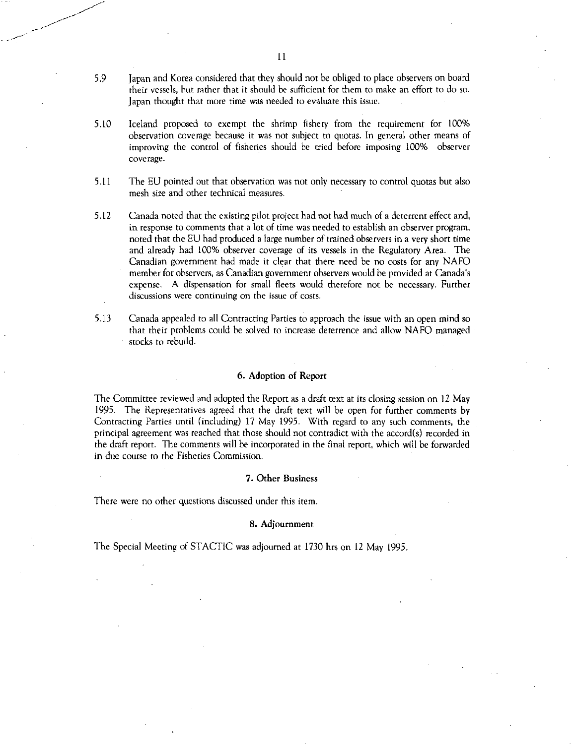5.9 Japan and Korea considered that they should not be obliged to place observers on board their vessels, but rather that it should be sufficient for them to make an effort to do so. Japan thought that more time was needed to evaluate this issue.

5.10 Iceland proposed to exempt the shrimp fishery from the requirement for 100% observation coverage because it was not subject to quotas. In general other means of improving the control of fisheries should be tried before imposing 100% observer coverage.

5.11 The EU pointed out that observation was not only necessary to control quotas but also mesh size and other technical measures.

5.12 Canada noted that the existing pilot project had not had much of a deterrent effect and, in response to comments that a lot of time was needed to establish an observer program, noted that the EU had produced a large number of trained observers in a very short time and already had 100% observer coverage of its vessels in the Regulatory Area. The Canadian government had made it clear that there need be no costs for any NAFO member for observers, as Canadian government observers would be provided at Canada's expense. A dispensation for small fleets would therefore not be necessary. Further discussions were continuing on the issue of costs.

5.13 Canada appealed to all Contracting Parties to approach the issue with an open mind so that their problems could be solved to increase deterrence and allow NAFO managed stocks to rebuild.

## 6. Adoption of Report

The Committee reviewed and adopted the Report as a draft text at its closing session on 12 May 1995. The Representatives agreed that the draft text will be open for further comments by Contracting Parties until (including) 17 May 1995. With regard to any such comments, the principal agreement was reached that those should not contradict with the accord(s) recorded in the draft report. The comments will be incorporated in the final report, which will be forwarded in due course to the Fisheries Commission.

## 7. Other Business

There were no other questions discussed under this item.

## 8. Adjournment

The Special Meeting of STACTIC was adjourned at 1730 hrs on 12 May 1995.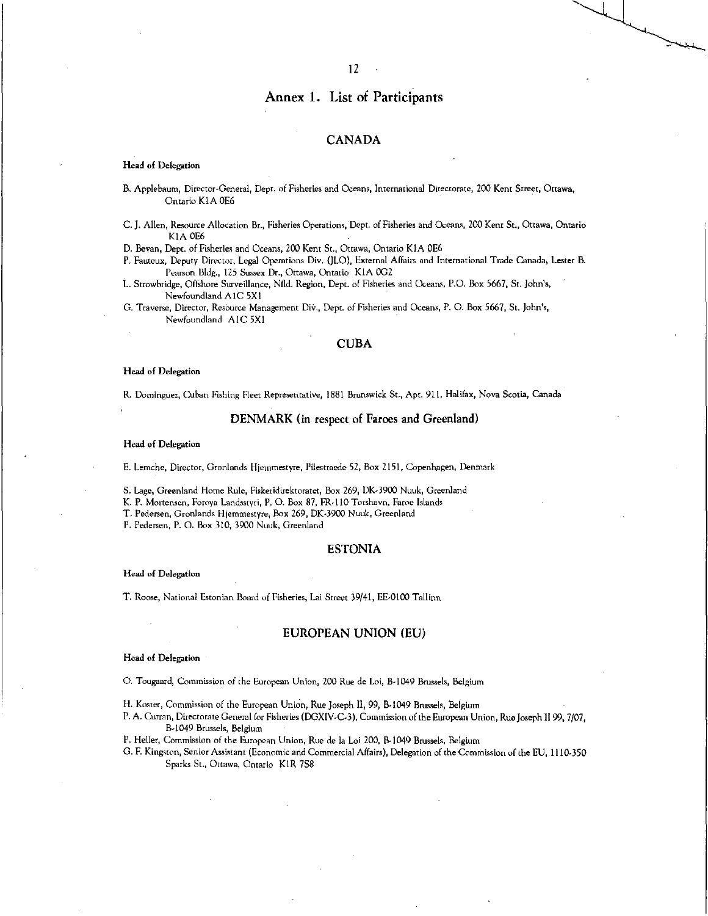# Annex 1. List of Participants

## CANADA

**Head of Delegation**

B. Applebaum, Director-General, Dept. of Fisheries and Oceans, International Directorate, 200 Kent Street, Ottawa, Ontario K1A 0E6

C. J. Allen, Resource Allocation Br., Fisheries Operations, Dept. of Fisheries and Oceans, 200 Kent St., Ottawa, Ontario K1A 0E6

D. Bevan, Dept. of Fisheries and Oceans, 200 Kent St., Ottawa, Ontario K1A 0E6

P. Fauteux, Deputy Director, Legal Operations Div. (JLO), External Affairs and International Trade Canada, Lester B. Pearson Bldg., 125 Sussex Dr., Ottawa, Ontario K1A 0G2

L. Strowbridge, Offshore Surveillance, Nfld. Region, Dept. of Fisheries and Oceans, P.O. Box 5667, St. John's, Newfoundland A1C 5X1

G. Traverse, Director, Resource Management Div., Dept. of Fisheries and Oceans, P. O. Box 5667, St. John's, Newfoundland A1C 5X1

## CUBA

**Head of Delegation**

R. Dominguez, Cuban Fishing Fleet Representative, 1881 Brunswick St., Apt. 911, Halifax, Nova Scotia, Canada

## DENMARK (in respect of Faroes and Greenland)

**Head of Delegation**

E. Lemche, Director, Gronlands Hjemmestyre, Pilestraede 52, Box 2151, Copenhagen, Denmark

S. Lage, Greenland Home Rule, Fiskeridirektoratet, Box 269, DK-3900 Nuuk, Greenland

K. P. Mortensen, Foroya Landsstyri, P. O. Box 87, FR-110 Torshavn, Faroe Islands

T. Pedersen, Gronlands Hjemmestyre, Box 269, DK-3900 Nuuk, Greenland

P. Pedersen, P. O. Box 310, 3900 Nuuk, Greenland

## ESTONIA

**Head of Delegation**

T. Roose, National Estonian Board of Fisheries, Lai Street 39/41, EE-0100 Tallinn

## EUROPEAN UNION (EU)

**Head of Delegation**

O. Tougaard, Commission of the European Union, 200 Rue de Loi, B-1049 Brussels, Belgium

H. Koster, Commission of the European Union, Rue Joseph II, 99, B-1049 Brussels, Belgium

P. A. Curran, Directorate General for Fisheries (DGXIV-C-3), Commission of the European Union, Rue Joseph II 99, 7/07, B-1049 Brussels, Belgium

P. Heller, Commission of the European Union, Rue de la Loi 200, B-1049 Brussels, Belgium

G. F. Kingston, Senior Assistant (Economic and Commercial Affairs), Delegation of the Commission of the EU, 1110-350 Sparks St., Ottawa, Ontario K1R 7S8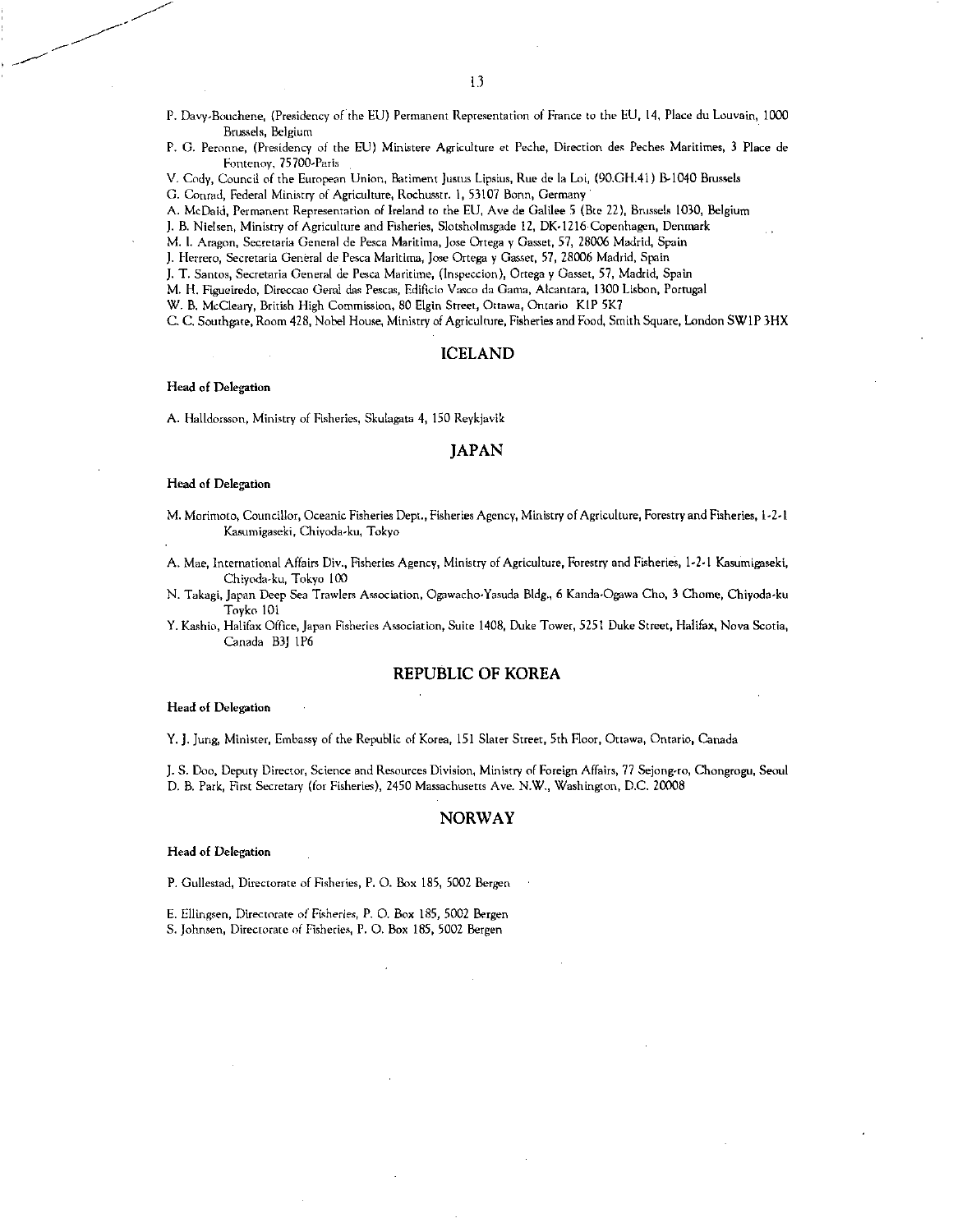P. Davy-Bouchene, (Presidency of the EU) Permanent Representation of France to the EU, 14, Place du Louvain, 1000 Brussels, Belgium

P. G. Peronne, (Presidency of the EU) Ministere Agriculture et Peche, Direction des Peches Maritimes, 3 Place de Fontenoy, 75700-Paris

V. Cody, Council of the European Union, Batiment Justus Lipsius, Rue de la Loi, (90.GH.41) B-1040 Brussels

G. Conrad, Federal Ministry of Agriculture, Rochusstr. 1, 53107 Bonn, Germany

A. McDaid, Permanent Representation of Ireland to the EU, Ave de Galilee 5 (Bte 22), Brussels 1030, Belgium

J. B. Nielsen, Ministry of Agriculture and Fisheries, Slotsholmsgade 12, DK-1216 Copenhagen, Denmark

M. I. Aragon, Secretaria General de Pesca Maritima, Jose Ortega y Gasset, 57, 28006 Madrid, Spain

J. Herrero, Secretaria General de Pesca Maritima, Jose Ortega y Gasset, 57, 28006 Madrid, Spain

J. T. Santos, Secretaria General de Pesca Maritime, (Inspeccion), Ortega y Gasset, 57, Madrid, Spain

M. H. Figueiredo, Direccao Geral das Pescas, Edificio Vasco da Gama, Alcantara, 1300 Lisbon, Portugal

W. B. McCleary, British High Commission, 80 Elgin Street, Ottawa, Ontario K1P 5K7

C. C. Southgate, Room 428, Nobel House, Ministry of Agriculture, Fisheries and Food, Smith Square, London SW1P 3HX

## ICELAND

**Head of Delegation**

A. Halldorsson, Ministry of Fisheries, Skulagata 4, 150 Reykjavik

## JAPAN

**Head of Delegation**

M. Morimoto, Councillor, Oceanic Fisheries Dept., Fisheries Agency, Ministry of Agriculture, Forestry and Fisheries, 1-2-1 Kasumigaseki, Chiyoda-ku, Tokyo

A. Mae, International Affairs Div., Fisheries Agency, Ministry of Agriculture, Forestry and Fisheries, 1-2-1 Kasumigaseki, Chiyoda-ku, Tokyo 100

N. Takagi, Japan Deep Sea Trawlers Association, Ogawacho-Yasuda Bldg., 6 Kanda-Ogawa Cho, 3 Chome, Chiyoda-ku Toyko 101

Y. Kashio, Halifax Office, Japan Fisheries Association, Suite 1408, Duke Tower, 5251 Duke Street, Halifax, Nova Scotia, Canada B3J 1P6

## REPUBLIC OF KOREA

**Head of Delegation**

Y. J. Jung, Minister, Embassy of the Republic of Korea, 151 Slater Street, 5th Floor, Ottawa, Ontario, Canada

J. S. Doo, Deputy Director, Science and Resources Division, Ministry of Foreign Affairs, 77 Sejong-ro, Chongrogu, Seoul

D. B. Park, First Secretary (for Fisheries), 2450 Massachusetts Ave. N.W., Washington, D.C. 20008

## NORWAY

**Head of Delegation**

P. Gullestad, Directorate of Fisheries, P. O. Box 185, 5002 Bergen

E. Ellingsen, Directorate of Fisheries, P. O. Box 185, 5002 Bergen

S. Johnsen, Directorate of Fisheries, P. O. Box 185, 5002 Bergen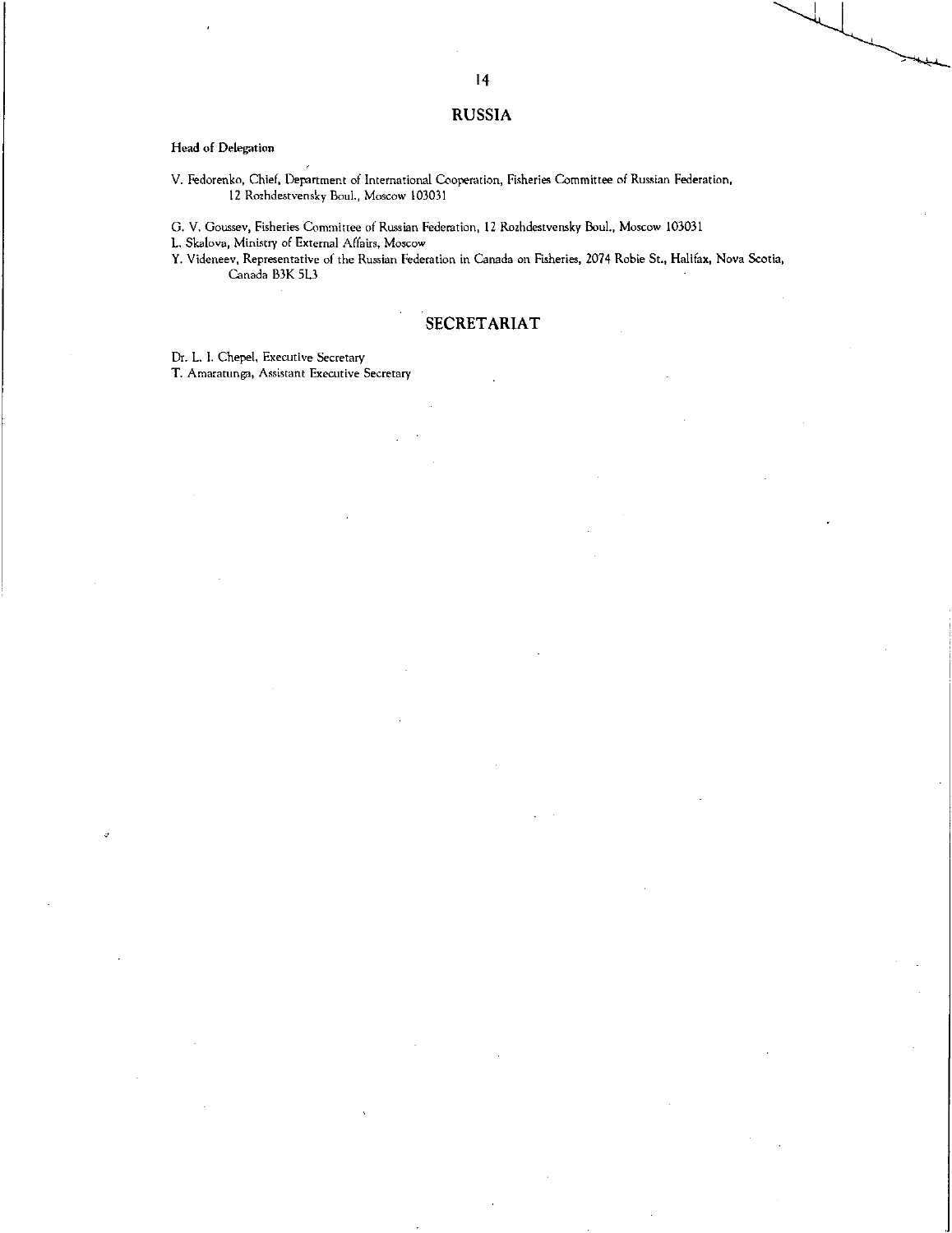## RUSSIA

**Head of Delegation**

V. Fedorenko, Chief, Department of International Cooperation, Fisheries Committee of Russian Federation, 12 Rozhdestvensky Boul., Moscow 103031

G. V. Goussev, Fisheries Committee of Russian Federation, 12 Rozhdestvensky Boul., Moscow 103031

L. Skalova, Ministry of External Affairs, Moscow

Y. Videneev, Representative of the Russian Federation in Canada on Fisheries, 2074 Robie St., Halifax, Nova Scotia, Canada B3K 5L3

## SECRETARIAT

Dr. L. I. Chepel, Executive Secretary

T. Amaratunga, Assistant Executive Secretary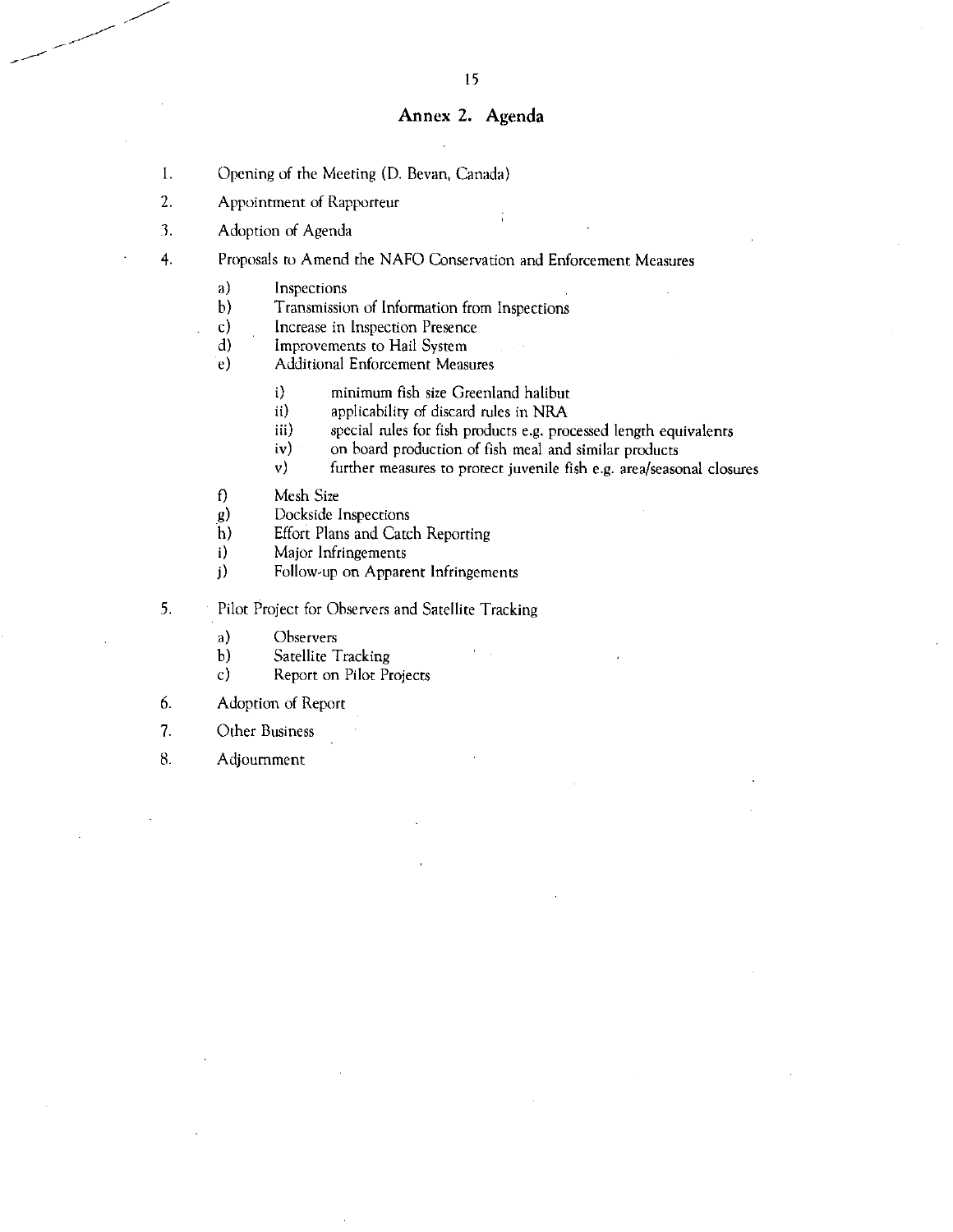## Annex 2. Agenda

1. Opening of the Meeting (D. Bevan, Canada)
2. Appointment of Rapporteur
3. Adoption of Agenda
4. Proposals to Amend the NAFO Conservation and Enforcement Measures
   - a) Inspections
   - b) Transmission of Information from Inspections
   - c) Increase in Inspection Presence
   - d) Improvements to Hail System
   - e) Additional Enforcement Measures
     - i) minimum fish size Greenland halibut
     - ii) applicability of discard rules in NRA
     - iii) special rules for fish products e.g. processed length equivalents
     - iv) on board production of fish meal and similar products
     - v) further measures to protect juvenile fish e.g. area/seasonal closures
   - f) Mesh Size
   - g) Dockside Inspections
   - h) Effort Plans and Catch Reporting
   - i) Major Infringements
   - j) Follow-up on Apparent Infringements
5. Pilot Project for Observers and Satellite Tracking
   - a) Observers
   - b) Satellite Tracking
   - c) Report on Pilot Projects
6. Adoption of Report
7. Other Business
8. Adjournment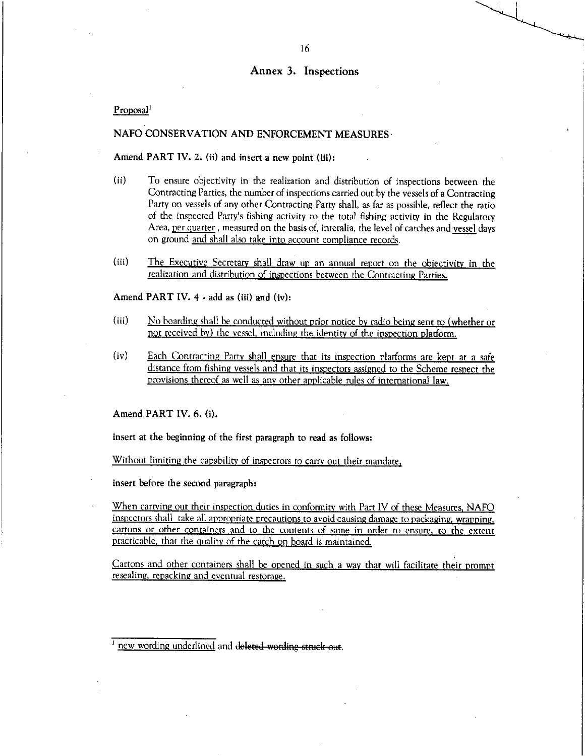## Annex 3. Inspections

Proposal[1]

### NAFO CONSERVATION AND ENFORCEMENT MEASURES

**Amend PART IV. 2. (ii) and insert a new point (iii):**

(ii) To ensure objectivity in the realization and distribution of inspections between the Contracting Parties, the number of inspections carried out by the vessels of a Contracting Party on vessels of any other Contracting Party shall, as far as possible, reflect the ratio of the inspected Party's fishing activity to the total fishing activity in the Regulatory Area, per quarter, measured on the basis of, interalia, the level of catches and vessel days on ground and shall also take into account compliance records.

(iii) The Executive Secretary shall draw up an annual report on the objectivity in the realization and distribution of inspections between the Contracting Parties.

**Amend PART IV. 4 - add as (iii) and (iv):**

(iii) No boarding shall be conducted without prior notice by radio being sent to (whether or not received by) the vessel, including the identity of the inspection platform.

(iv) Each Contracting Party shall ensure that its inspection platforms are kept at a safe distance from fishing vessels and that its inspectors assigned to the Scheme respect the provisions thereof as well as any other applicable rules of international law.

**Amend PART IV. 6. (i).**

**insert at the beginning of the first paragraph to read as follows:**

Without limiting the capability of inspectors to carry out their mandate,

**insert before the second paragraph:**

When carrying out their inspection duties in conformity with Part IV of these Measures, NAFO inspectors shall take all appropriate precautions to avoid causing damage to packaging, wrapping, cartons or other containers and to the contents of same in order to ensure, to the extent practicable, that the quality of the catch on board is maintained.

Cartons and other containers shall be opened in such a way that will facilitate their prompt resealing, repacking and eventual restorage.

---

[1] new wording underlined and ~~deleted wording struck out~~.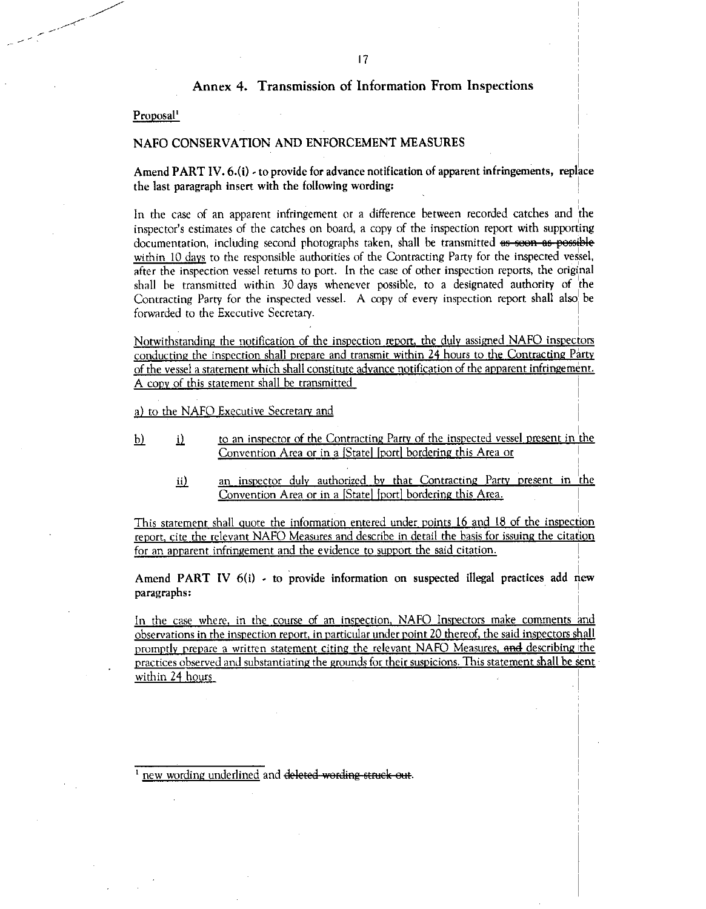## Annex 4. Transmission of Information From Inspections

<u>Proposal</u>[1]

NAFO CONSERVATION AND ENFORCEMENT MEASURES

**Amend PART IV. 6.(i) - to provide for advance notification of apparent infringements, replace the last paragraph insert with the following wording:**

In the case of an apparent infringement or a difference between recorded catches and the inspector's estimates of the catches on board, a copy of the inspection report with supporting documentation, including second photographs taken, shall be transmitted ~~as soon as possible~~ <u>within 10 days</u> to the responsible authorities of the Contracting Party for the inspected vessel, after the inspection vessel returns to port. In the case of other inspection reports, the original shall be transmitted within 30 days whenever possible, to a designated authority of the Contracting Party for the inspected vessel. A copy of every inspection report shall also be forwarded to the Executive Secretary.

<u>Notwithstanding the notification of the inspection report, the duly assigned NAFO inspectors conducting the inspection shall prepare and transmit within 24 hours to the Contracting Party of the vessel a statement which shall constitute advance notification of the apparent infringement. A copy of this statement shall be transmitted</u>

<u>a) to the NAFO Executive Secretary and</u>

<u>b)</u> <u>i)</u> <u>to an inspector of the Contracting Party of the inspected vessel present in the Convention Area or in a [State] [port] bordering this Area or</u>

<u>ii)</u> <u>an inspector duly authorized by that Contracting Party present in the Convention Area or in a [State] [port] bordering this Area.</u>

<u>This statement shall quote the information entered under points 16 and 18 of the inspection report, cite the relevant NAFO Measures and describe in detail the basis for issuing the citation for an apparent infringement and the evidence to support the said citation.</u>

**Amend PART IV 6(i) - to provide information on suspected illegal practices add new paragraphs:**

<u>In the case where, in the course of an inspection, NAFO Inspectors make comments and observations in the inspection report, in particular under point 20 thereof, the said inspectors shall promptly prepare a written statement citing the relevant NAFO Measures, ~~and~~ describing the practices observed and substantiating the grounds for their suspicions. This statement shall be sent within 24 hours</u>

---

[1] <u>new wording underlined</u> and ~~deleted wording struck out~~.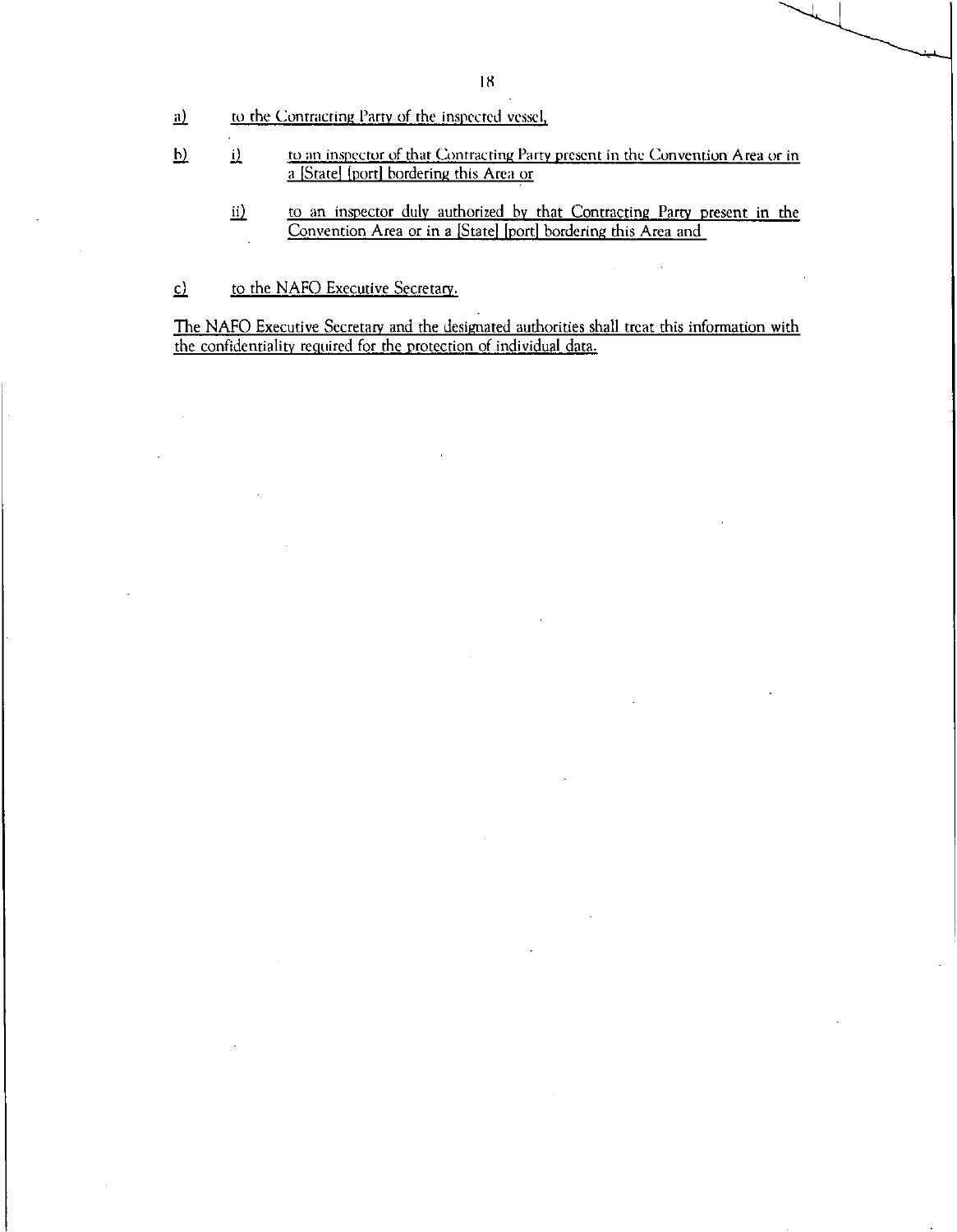a) to the Contracting Party of the inspected vessel,

b) i) to an inspector of that Contracting Party present in the Convention Area or in a [State] [port] bordering this Area or

   ii) to an inspector duly authorized by that Contracting Party present in the Convention Area or in a [State] [port] bordering this Area and

c) to the NAFO Executive Secretary.

The NAFO Executive Secretary and the designated authorities shall treat this information with the confidentiality required for the protection of individual data.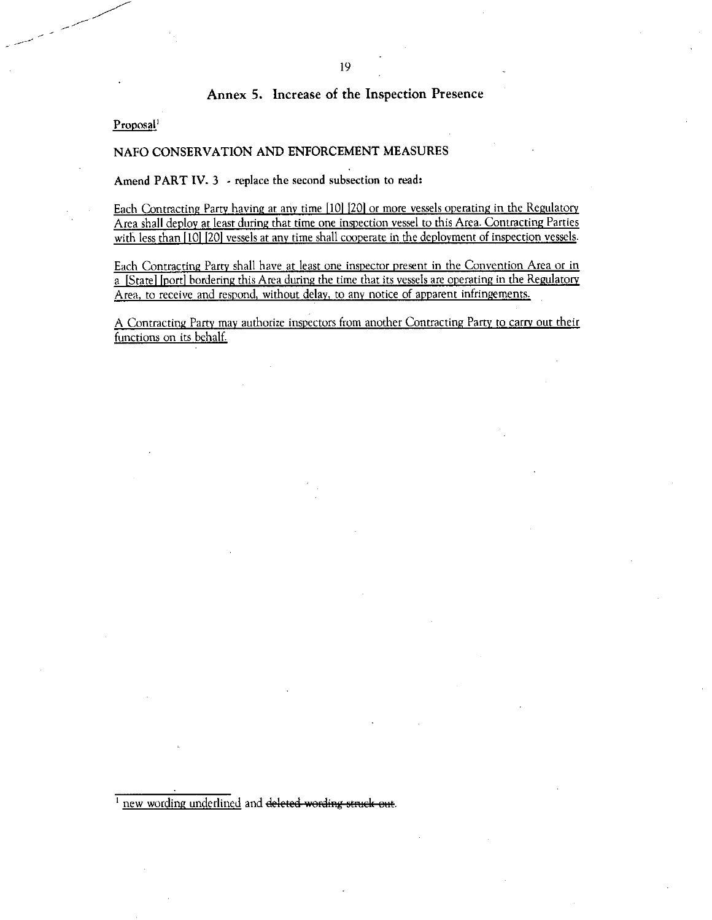## Annex 5. Increase of the Inspection Presence

Proposal[1]

**NAFO CONSERVATION AND ENFORCEMENT MEASURES**

**Amend PART IV. 3 - replace the second subsection to read:**

<u>Each Contracting Party having at any time [10] [20] or more vessels operating in the Regulatory Area shall deploy at least during that time one inspection vessel to this Area. Contracting Parties with less than [10] [20] vessels at any time shall cooperate in the deployment of inspection vessels.</u>

<u>Each Contracting Party shall have at least one inspector present in the Convention Area or in a [State] [port] bordering this Area during the time that its vessels are operating in the Regulatory Area, to receive and respond, without delay, to any notice of apparent infringements.</u>

<u>A Contracting Party may authorize inspectors from another Contracting Party to carry out their functions on its behalf.</u>

[1] <u>new wording underlined</u> and ~~deleted wording struck out~~.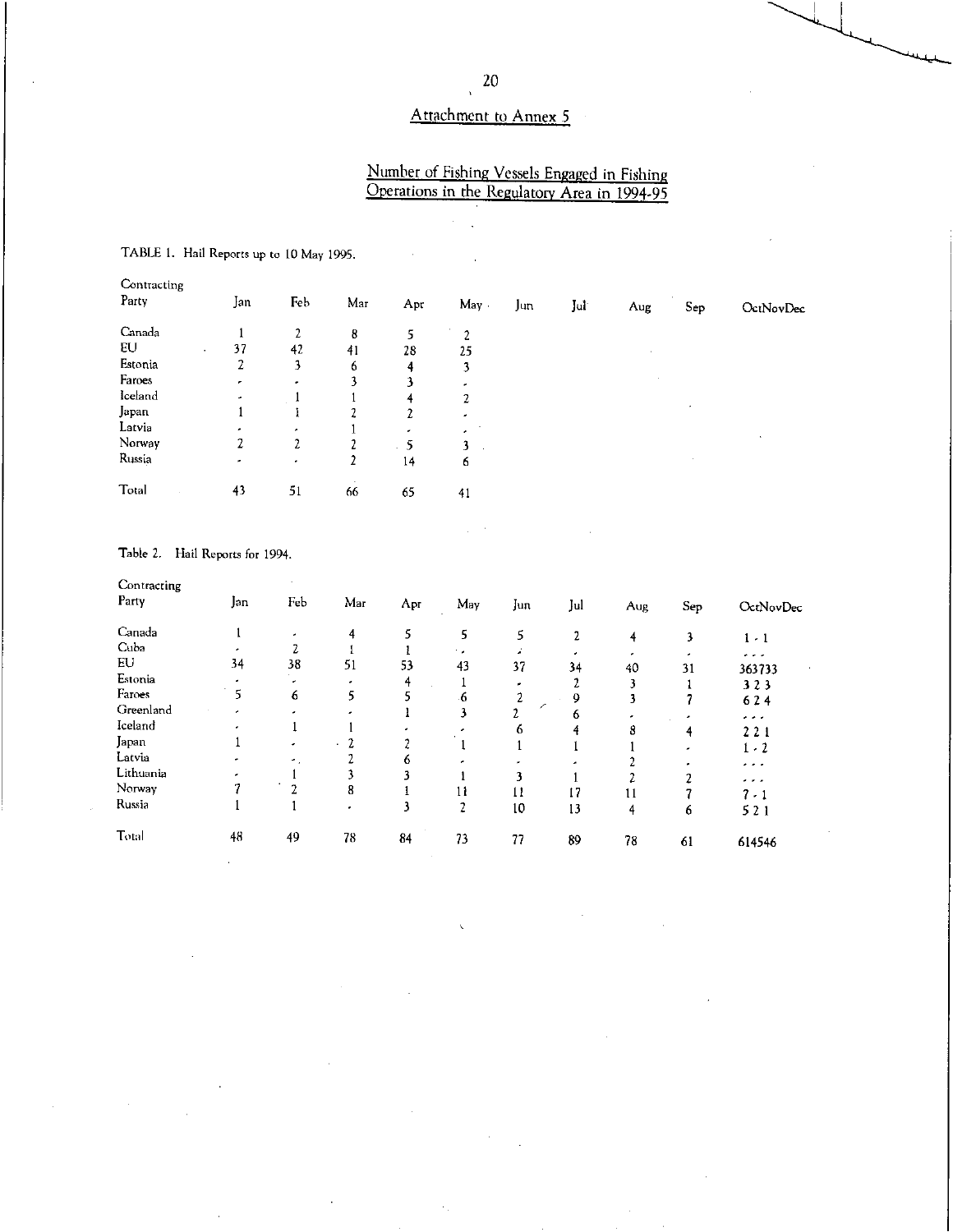## Attachment to Annex 5

## Number of Fishing Vessels Engaged in Fishing Operations in the Regulatory Area in 1994-95

TABLE 1. Hail Reports up to 10 May 1995.

| Contracting Party | Jan | Feb | Mar | Apr | May | Jun | Jul | Aug | Sep | OctNovDec |
|---|---|---|---|---|---|---|---|---|---|---|
| Canada | 1 | 2 | 8 | 5 | 2 | | | | | |
| EU | 37 | 42 | 41 | 28 | 25 | | | | | |
| Estonia | 2 | 3 | 6 | 4 | 3 | | | | | |
| Faroes | - | - | 3 | 3 | - | | | | | |
| Iceland | - | 1 | 1 | 4 | 2 | | | | | |
| Japan | 1 | 1 | 2 | 2 | - | | | | | |
| Latvia | - | - | 1 | - | - | | | | | |
| Norway | 2 | 2 | 2 | 5 | 3 | | | | | |
| Russia | - | - | 2 | 14 | 6 | | | | | |
| Total | 43 | 51 | 66 | 65 | 41 | | | | | |

Table 2. Hail Reports for 1994.

| Contracting Party | Jan | Feb | Mar | Apr | May | Jun | Jul | Aug | Sep | OctNovDec |
|---|---|---|---|---|---|---|---|---|---|---|
| Canada | 1 | - | 4 | 5 | 5 | 5 | 2 | 4 | 3 | 1 - 1 |
| Cuba | - | 2 | 1 | 1 | - | - | - | - | - | - - - |
| EU | 34 | 38 | 51 | 53 | 43 | 37 | 34 | 40 | 31 | 363733 |
| Estonia | - | - | - | 4 | 1 | - | 2 | 3 | 1 | 3 2 3 |
| Faroes | 5 | 6 | 5 | 5 | 6 | 2 | 9 | 3 | 7 | 6 2 4 |
| Greenland | - | - | - | 1 | 3 | 2 | 6 | - | - | - - - |
| Iceland | - | 1 | 1 | - | - | 6 | 4 | 8 | 4 | 2 2 1 |
| Japan | 1 | - | 2 | 2 | 1 | 1 | 1 | 1 | - | 1 - 2 |
| Latvia | - | - | 2 | 6 | - | - | - | 2 | - | - - - |
| Lithuania | - | 1 | 3 | 3 | 1 | 3 | 1 | 2 | 2 | - - - |
| Norway | 7 | 2 | 8 | 1 | 11 | 11 | 17 | 11 | 7 | 7 - 1 |
| Russia | 1 | 1 | - | 3 | 2 | 10 | 13 | 4 | 6 | 5 2 1 |
| Total | 48 | 49 | 78 | 84 | 73 | 77 | 89 | 78 | 61 | 614546 |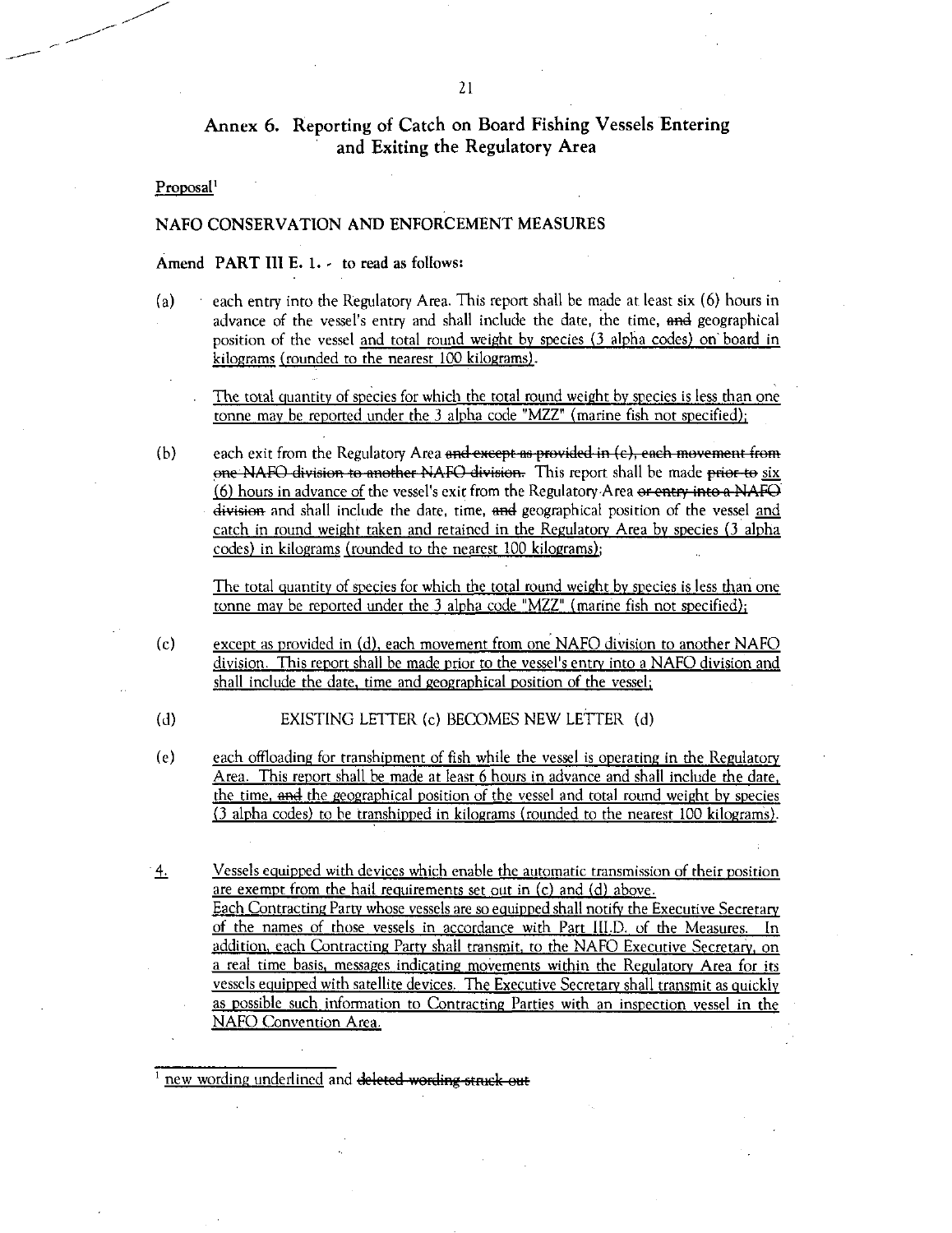# Annex 6. Reporting of Catch on Board Fishing Vessels Entering and Exiting the Regulatory Area

<u>Proposal</u>[1]

## NAFO CONSERVATION AND ENFORCEMENT MEASURES

Amend **PART III E. 1.** - to read as follows:

(a) each entry into the Regulatory Area. This report shall be made at least six (6) hours in advance of the vessel's entry and shall include the date, the time, ~~and~~ geographical position of the vessel <u>and total round weight by species (3 alpha codes) on board in kilograms (rounded to the nearest 100 kilograms).</u>

<u>The total quantity of species for which the total round weight by species is less than one tonne may be reported under the 3 alpha code "MZZ" (marine fish not specified);</u>

(b) each exit from the Regulatory Area ~~and except as provided in (c), each movement from one NAFO division to another NAFO division.~~ This report shall be made ~~prior to~~ <u>six (6) hours in advance of</u> the vessel's exit from the Regulatory Area ~~or entry into a NAFO division~~ and shall include the date, time, ~~and~~ geographical position of the vessel <u>and catch in round weight taken and retained in the Regulatory Area by species (3 alpha codes) in kilograms (rounded to the nearest 100 kilograms);</u>

<u>The total quantity of species for which the total round weight by species is less than one tonne may be reported under the 3 alpha code "MZZ" (marine fish not specified);</u>

(c) <u>except as provided in (d), each movement from one NAFO division to another NAFO division. This report shall be made prior to the vessel's entry into a NAFO division and shall include the date, time and geographical position of the vessel;</u>

(d) EXISTING LETTER (c) BECOMES NEW LETTER (d)

(e) <u>each offloading for transhipment of fish while the vessel is operating in the Regulatory Area. This report shall be made at least 6 hours in advance and shall include the date, the time,</u> ~~and~~ <u>the geographical position of the vessel and total round weight by species (3 alpha codes) to be transhipped in kilograms (rounded to the nearest 100 kilograms).</u>

<u>4.</u> <u>Vessels equipped with devices which enable the automatic transmission of their position are exempt from the hail requirements set out in (c) and (d) above. Each Contracting Party whose vessels are so equipped shall notify the Executive Secretary of the names of those vessels in accordance with Part III.D. of the Measures. In addition, each Contracting Party shall transmit, to the NAFO Executive Secretary, on a real time basis, messages indicating movements within the Regulatory Area for its vessels equipped with satellite devices. The Executive Secretary shall transmit as quickly as possible such information to Contracting Parties with an inspection vessel in the NAFO Convention Area.</u>

---

[1] <u>new wording underlined</u> and ~~deleted wording struck out~~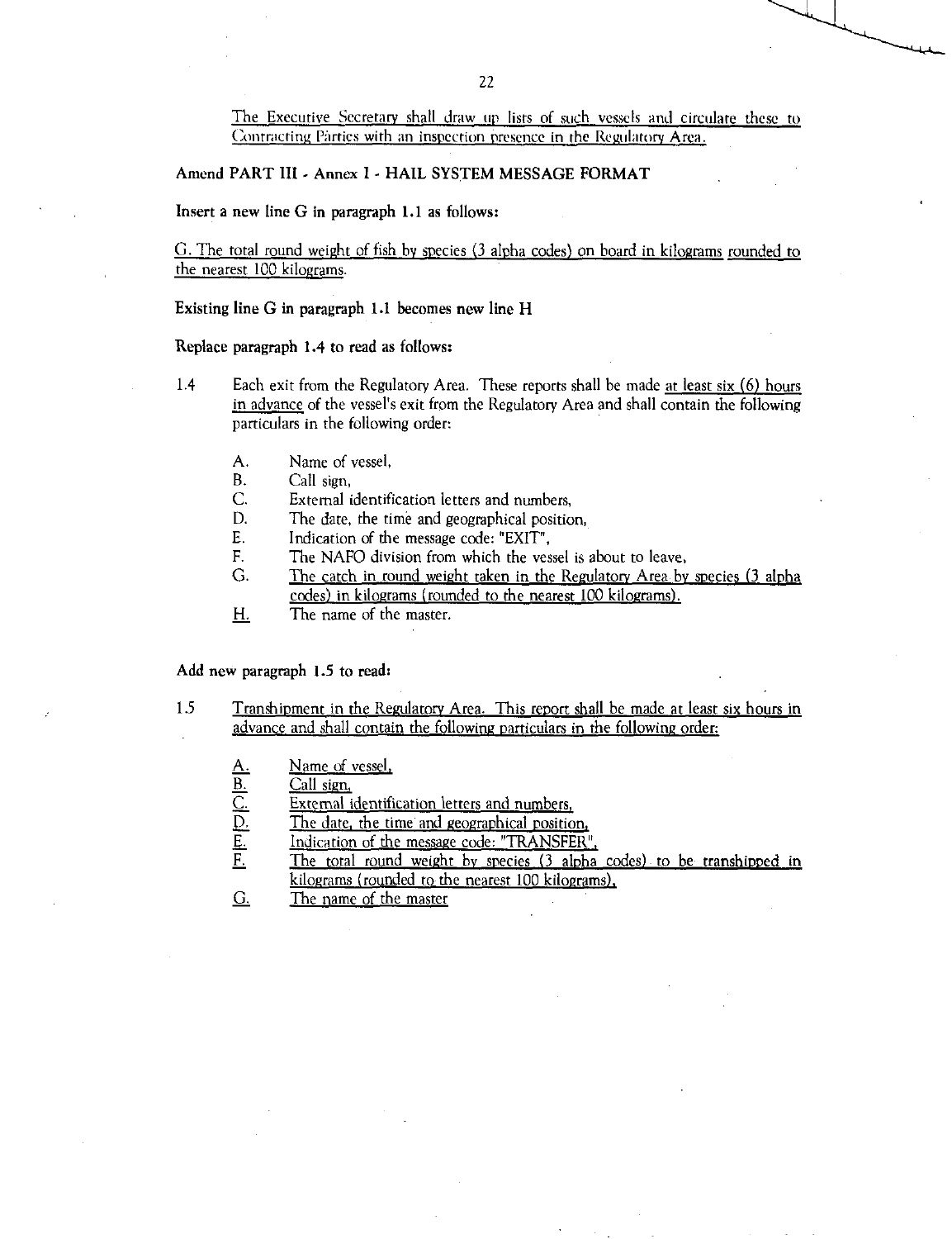The Executive Secretary shall draw up lists of such vessels and circulate these to Contracting Parties with an inspection presence in the Regulatory Area.

**Amend PART III - Annex I - HAIL SYSTEM MESSAGE FORMAT**

**Insert a new line G in paragraph 1.1 as follows:**

G. The total round weight of fish by species (3 alpha codes) on board in kilograms rounded to the nearest 100 kilograms.

**Existing line G in paragraph 1.1 becomes new line H**

**Replace paragraph 1.4 to read as follows:**

1.4 Each exit from the Regulatory Area. These reports shall be made at least six (6) hours in advance of the vessel's exit from the Regulatory Area and shall contain the following particulars in the following order:

- A. Name of vessel,
- B. Call sign,
- C. External identification letters and numbers,
- D. The date, the time and geographical position,
- E. Indication of the message code: "EXIT",
- F. The NAFO division from which the vessel is about to leave,
- G. The catch in round weight taken in the Regulatory Area by species (3 alpha codes) in kilograms (rounded to the nearest 100 kilograms).
- H. The name of the master.

**Add new paragraph 1.5 to read:**

1.5 Transhipment in the Regulatory Area. This report shall be made at least six hours in advance and shall contain the following particulars in the following order:

- A. Name of vessel,
- B. Call sign,
- C. External identification letters and numbers,
- D. The date, the time and geographical position,
- E. Indication of the message code: "TRANSFER",
- F. The total round weight by species (3 alpha codes) to be transhipped in kilograms (rounded to the nearest 100 kilograms),
- G. The name of the master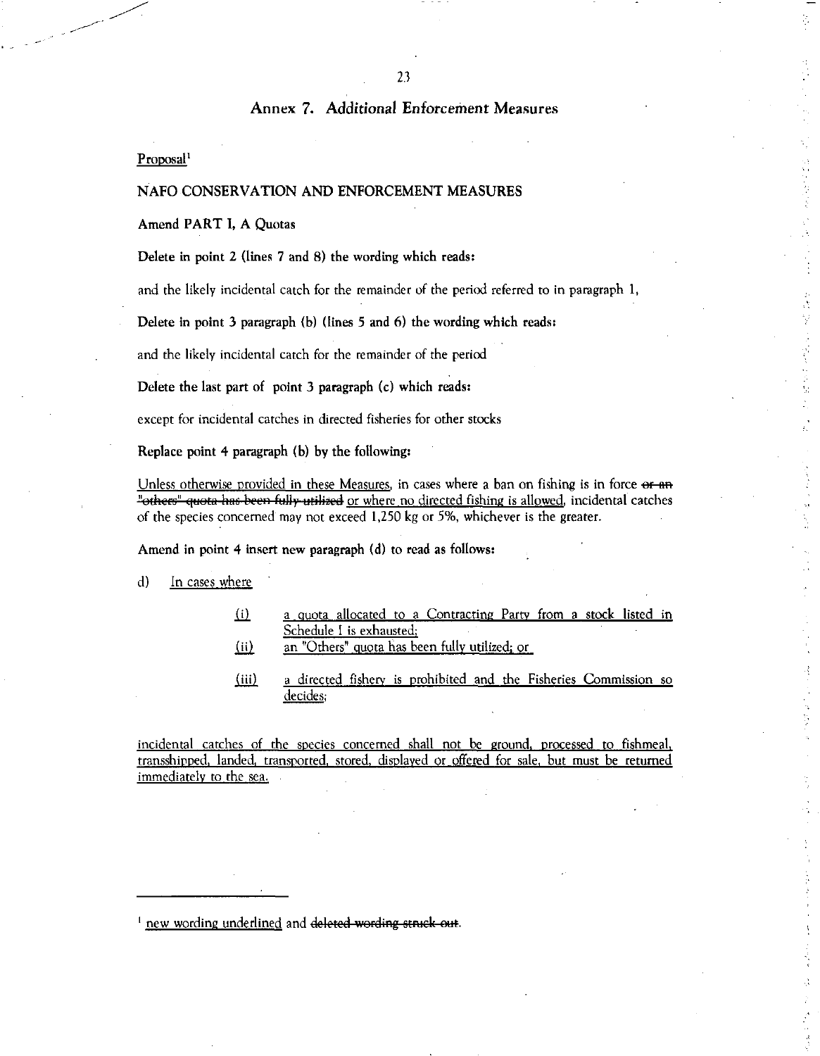# Annex 7. *Additional Enforcement Measures*

Proposal[1]

NAFO CONSERVATION AND ENFORCEMENT MEASURES

**Amend PART I, A Quotas**

**Delete in point 2 (lines 7 and 8) the wording which reads:**

and the likely incidental catch for the remainder of the period referred to in paragraph 1,

**Delete in point 3 paragraph (b) (lines 5 and 6) the wording which reads:**

and the likely incidental catch for the remainder of the period

**Delete the last part of point 3 paragraph (c) which reads:**

except for incidental catches in directed fisheries for other stocks

**Replace point 4 paragraph (b) by the following:**

<u>Unless otherwise provided in these Measures</u>, in cases where a ban on fishing is in force ~~or an "others" quota has been fully utilized~~ <u>or where no directed fishing is allowed</u>, incidental catches of the species concerned may not exceed 1,250 kg or 5%, whichever is the greater.

**Amend in point 4 insert new paragraph (d) to read as follows:**

d) <u>In cases where</u>

- <u>(i)</u> <u>a quota allocated to a Contracting Party from a stock listed in Schedule I is exhausted;</u>
- <u>(ii)</u> <u>an "Others" quota has been fully utilized; or</u>
- <u>(iii)</u> <u>a directed fishery is prohibited and the Fisheries Commission so decides;</u>

<u>incidental catches of the species concerned shall not be ground, processed to fishmeal, transshipped, landed, transported, stored, displayed or offered for sale, but must be returned immediately to the sea.</u>

---

[1] <u>new wording underlined</u> and ~~deleted wording struck out~~.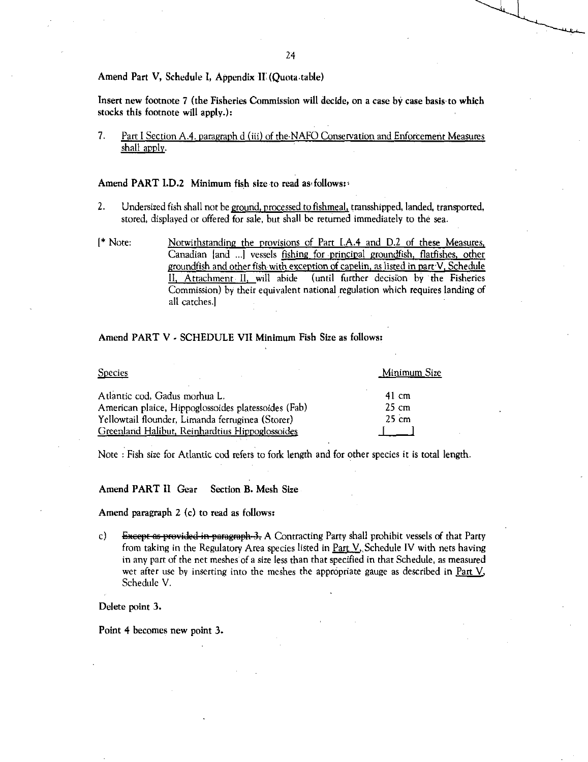**Amend Part V, Schedule I, Appendix II (Quota table)**

**Insert new footnote 7 (the Fisheries Commission will decide, on a case by case basis to which stocks this footnote will apply.):**

7. <u>Part I Section A.4. paragraph d (iii) of the NAFO Conservation and Enforcement Measures shall apply.</u>

**Amend PART I.D.2 Minimum fish size to read as follows:**

2. Undersized fish shall not be <u>ground, processed to fishmeal,</u> transshipped, landed, transported, stored, displayed or offered for sale, but shall be returned immediately to the sea.

[* Note: <u>Notwithstanding the provisions of Part I.A.4 and D.2 of these Measures,</u> Canadian [and ...] vessels <u>fishing for principal groundfish, flatfishes, other groundfish and other fish with exception of capelin, as listed in part V, Schedule II, Attachment II,</u> will abide (until further decision by the Fisheries Commission) by their equivalent national regulation which requires landing of all catches.]

**Amend PART V - SCHEDULE VII Minimum Fish Size as follows:**

| Species | Minimum Size |
|---|---|
| Atlantic cod, Gadus morhua L. | 41 cm |
| American plaice, Hippoglossoides platessoides (Fab) | 25 cm |
| Yellowtail flounder, Limanda ferruginea (Storer) | 25 cm |
| <u>Greenland Halibut, Reinhardtius Hippoglossoides</u> | [ ] |

Note : Fish size for Atlantic cod refers to fork length and for other species it is total length.

**Amend PART II Gear Section B. Mesh Size**

**Amend paragraph 2 (c) to read as follows:**

c) ~~Except as provided in paragraph 3,~~ A Contracting Party shall prohibit vessels of that Party from taking in the Regulatory Area species listed in <u>Part V,</u> Schedule IV with nets having in any part of the net meshes of a size less than that specified in that Schedule, as measured wet after use by inserting into the meshes the appropriate gauge as described in <u>Part V,</u> Schedule V.

**Delete point 3.**

**Point 4 becomes new point 3.**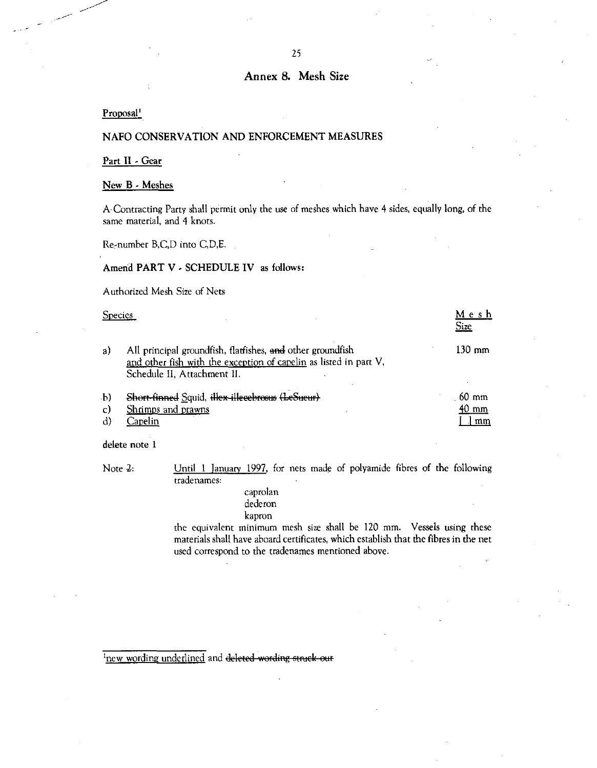## Annex 8. Mesh Size

Proposal[1]

NAFO CONSERVATION AND ENFORCEMENT MEASURES

Part II - Gear

New B - Meshes

A Contracting Party shall permit only the use of meshes which have 4 sides, equally long, of the same material, and 4 knots.

Re-number B,C,D into C,D,E.

**Amend PART V - SCHEDULE IV as follows:**

Authorized Mesh Size of Nets

| | Species | Mesh Size |
|---|---|---|
| a) | All principal groundfish, flatfishes, ~~and~~ other groundfish and other fish with the exception of capelin as listed in part V, Schedule II, Attachment II. | 130 mm |
| b) | ~~Short-finned~~ Squid, ~~Illex illecebrosus (LeSueur)~~ | 60 mm |
| c) | Shrimps and prawns | 40 mm |
| d) | Capelin | [ ] mm |

delete note 1

Note ~~2~~: Until 1 January 1997, for nets made of polyamide fibres of the following tradenames:

caprolan
dederon
kapron

the equivalent minimum mesh size shall be 120 mm. Vessels using these materials shall have aboard certificates, which establish that the fibres in the net used correspond to the tradenames mentioned above.

[1] new wording underlined and ~~deleted wording struck out~~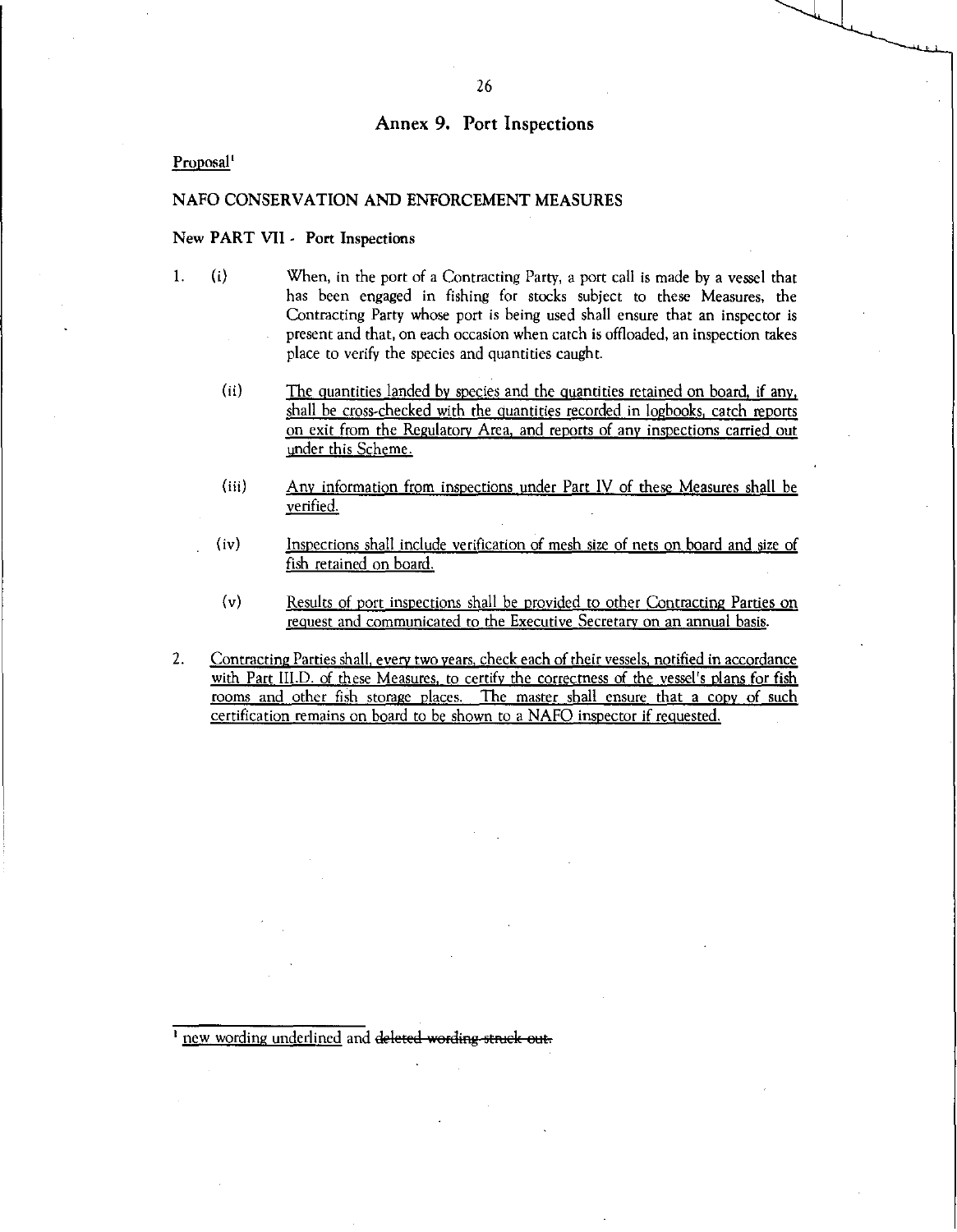# Annex 9. Port Inspections

Proposal[1]

## NAFO CONSERVATION AND ENFORCEMENT MEASURES

### New PART VII - Port Inspections

1. (i) When, in the port of a Contracting Party, a port call is made by a vessel that has been engaged in fishing for stocks subject to these Measures, the Contracting Party whose port is being used shall ensure that an inspector is present and that, on each occasion when catch is offloaded, an inspection takes place to verify the species and quantities caught.

   (ii) <u>The quantities landed by species and the quantities retained on board, if any, shall be cross-checked with the quantities recorded in logbooks, catch reports on exit from the Regulatory Area, and reports of any inspections carried out under this Scheme.</u>

   (iii) <u>Any information from inspections under Part IV of these Measures shall be verified.</u>

   (iv) <u>Inspections shall include verification of mesh size of nets on board and size of fish retained on board.</u>

   (v) <u>Results of port inspections shall be provided to other Contracting Parties on request and communicated to the Executive Secretary on an annual basis.</u>

2. <u>Contracting Parties shall, every two years, check each of their vessels, notified in accordance with Part III.D. of these Measures, to certify the correctness of the vessel's plans for fish rooms and other fish storage places. The master shall ensure that a copy of such certification remains on board to be shown to a NAFO inspector if requested.</u>

---

[1] <u>new wording underlined</u> and ~~deleted wording struck out.~~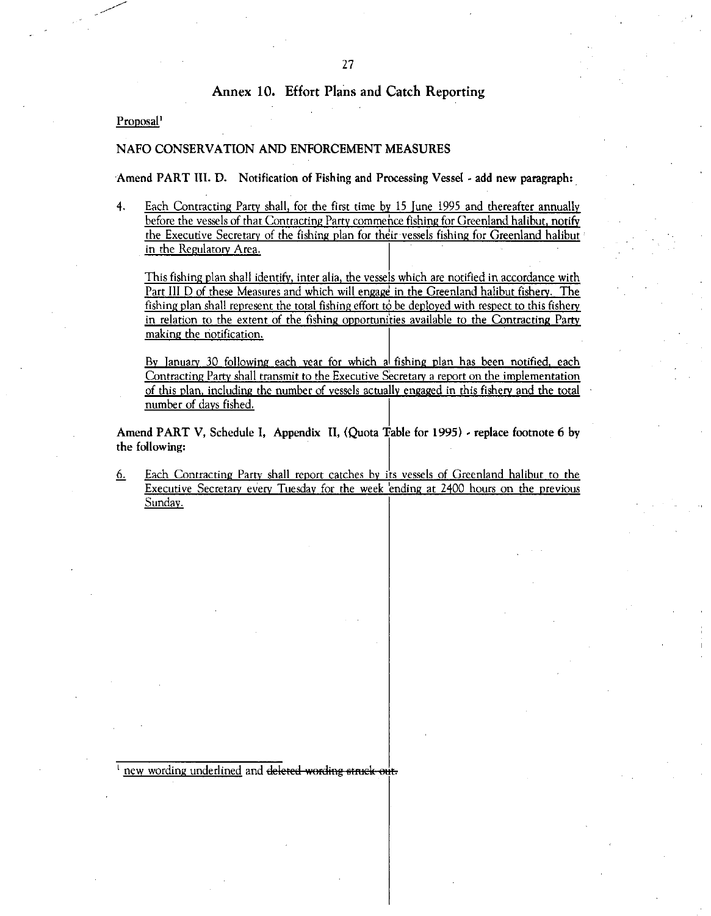# Annex 10. Effort Plans and Catch Reporting

Proposal[1]

## NAFO CONSERVATION AND ENFORCEMENT MEASURES

**Amend PART III. D. Notification of Fishing and Processing Vessel - add new paragraph:**

4. Each Contracting Party shall, for the first time by 15 June 1995 and thereafter annually before the vessels of that Contracting Party commence fishing for Greenland halibut, notify the Executive Secretary of the fishing plan for their vessels fishing for Greenland halibut in the Regulatory Area.

   This fishing plan shall identify, inter alia, the vessels which are notified in accordance with Part III D of these Measures and which will engage in the Greenland halibut fishery. The fishing plan shall represent the total fishing effort to be deployed with respect to this fishery in relation to the extent of the fishing opportunities available to the Contracting Party making the notification.

   By January 30 following each year for which a fishing plan has been notified, each Contracting Party shall transmit to the Executive Secretary a report on the implementation of this plan, including the number of vessels actually engaged in this fishery and the total number of days fished.

**Amend PART V, Schedule I, Appendix II, (Quota Table for 1995) - replace footnote 6 by the following:**

6. Each Contracting Party shall report catches by its vessels of Greenland halibut to the Executive Secretary every Tuesday for the week ending at 2400 hours on the previous Sunday.

[1] new wording underlined and ~~deleted wording struck out.~~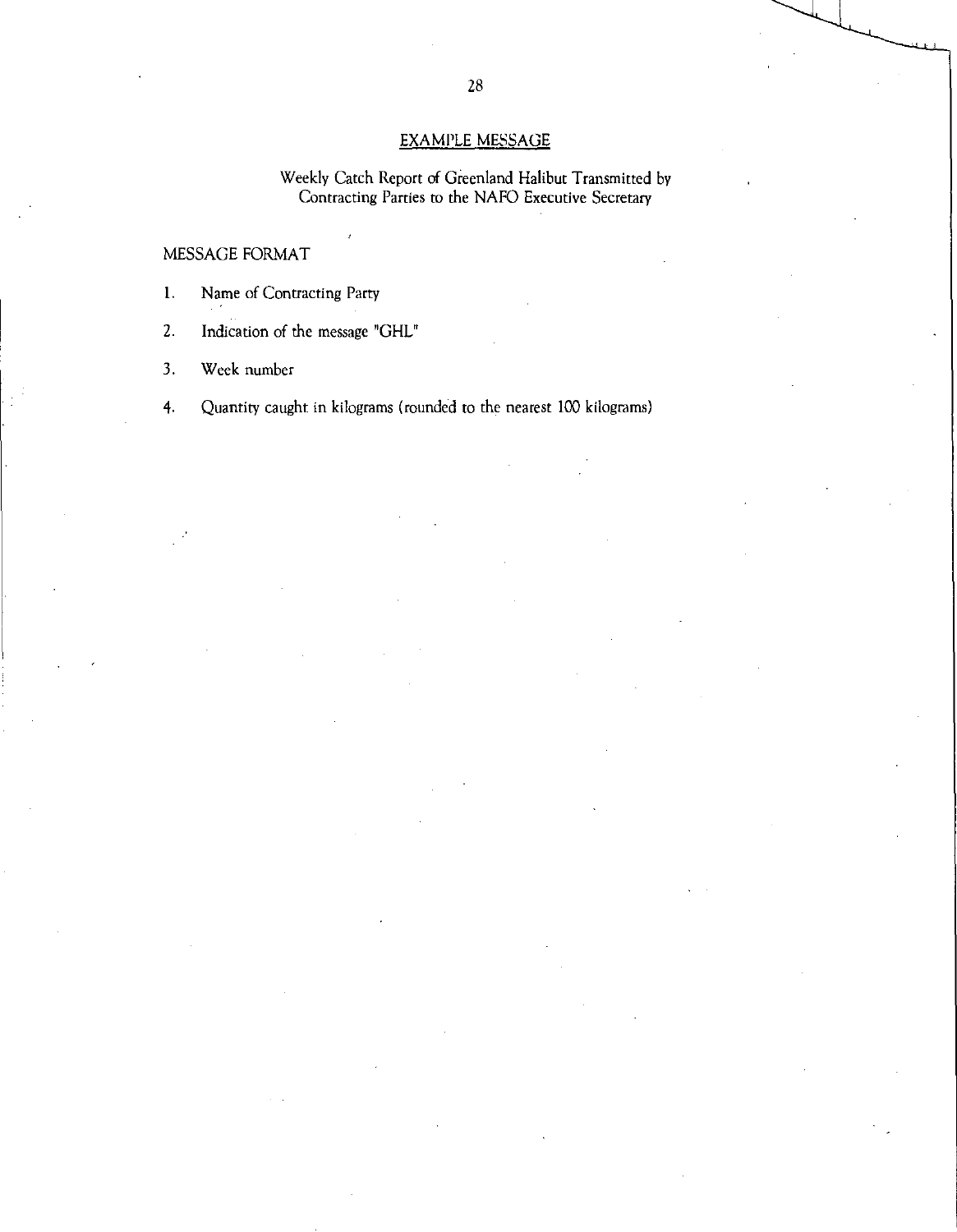## EXAMPLE MESSAGE

Weekly Catch Report of Greenland Halibut Transmitted by Contracting Parties to the NAFO Executive Secretary

### MESSAGE FORMAT

1. Name of Contracting Party
2. Indication of the message "GHL"
3. Week number
4. Quantity caught in kilograms (rounded to the nearest 100 kilograms)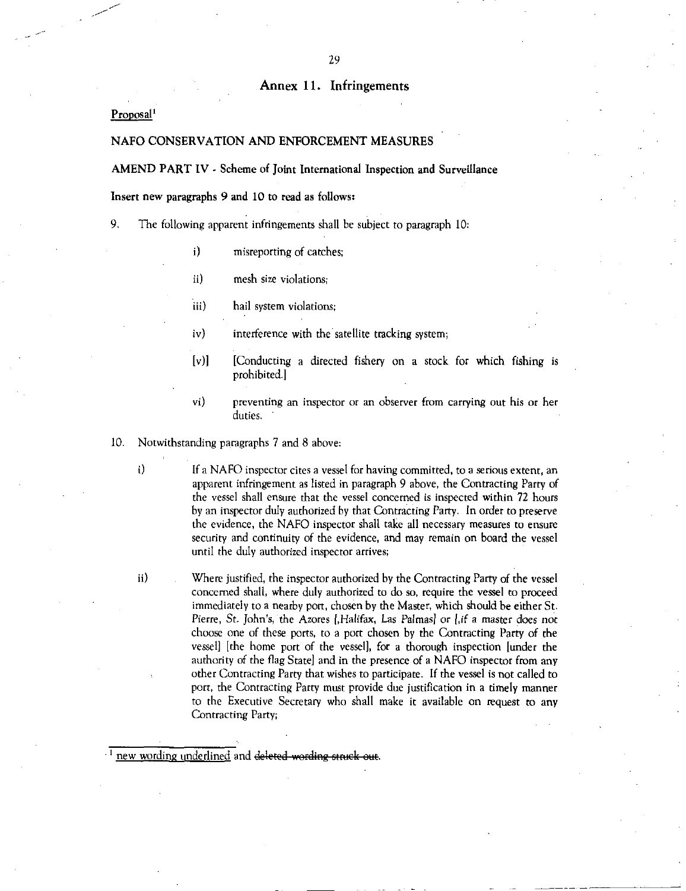## Annex 11. Infringements

Proposal[1]

**NAFO CONSERVATION AND ENFORCEMENT MEASURES**

**AMEND PART IV - Scheme of Joint International Inspection and Surveillance**

**Insert new paragraphs 9 and 10 to read as follows:**

9. The following apparent infringements shall be subject to paragraph 10:

    i) misreporting of catches;

    ii) mesh size violations;

    iii) hail system violations;

    iv) interference with the satellite tracking system;

    [v)] [Conducting a directed fishery on a stock for which fishing is prohibited.]

    vi) preventing an inspector or an observer from carrying out his or her duties.

10. Notwithstanding paragraphs 7 and 8 above:

    i) If a NAFO inspector cites a vessel for having committed, to a serious extent, an apparent infringement as listed in paragraph 9 above, the Contracting Party of the vessel shall ensure that the vessel concerned is inspected within 72 hours by an inspector duly authorized by that Contracting Party. In order to preserve the evidence, the NAFO inspector shall take all necessary measures to ensure security and continuity of the evidence, and may remain on board the vessel until the duly authorized inspector arrives;

    ii) Where justified, the inspector authorized by the Contracting Party of the vessel concerned shall, where duly authorized to do so, require the vessel to proceed immediately to a nearby port, chosen by the Master, which should be either St. Pierre, St. John's, the Azores [,Halifax, Las Palmas] or [,if a master does not choose one of these ports, to a port chosen by the Contracting Party of the vessel] [the home port of the vessel], for a thorough inspection [under the authority of the flag State] and in the presence of a NAFO inspector from any other Contracting Party that wishes to participate. If the vessel is not called to port, the Contracting Party must provide due justification in a timely manner to the Executive Secretary who shall make it available on request to any Contracting Party;

[1] new wording underlined and ~~deleted wording struck out~~.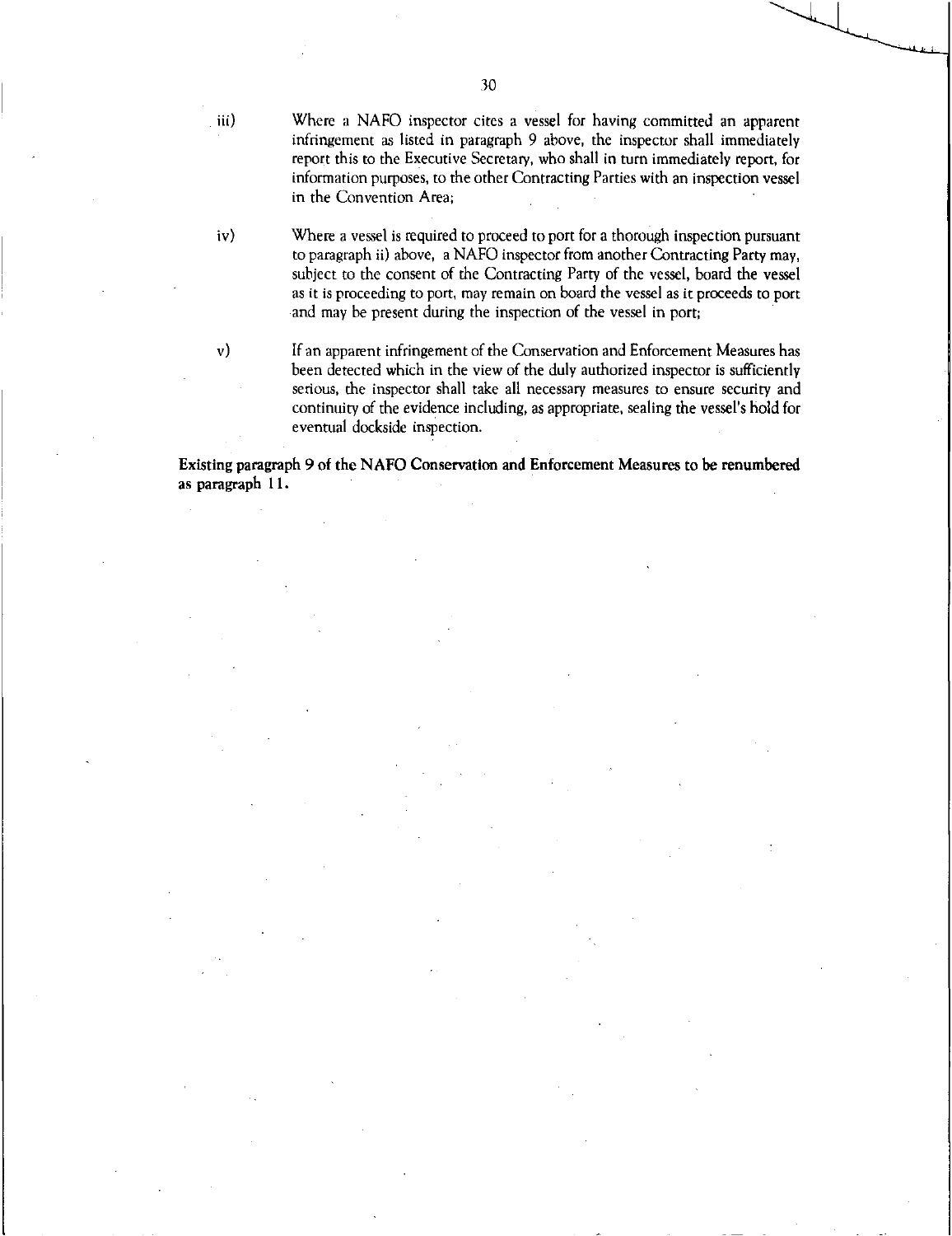iii) Where a NAFO inspector cites a vessel for having committed an apparent infringement as listed in paragraph 9 above, the inspector shall immediately report this to the Executive Secretary, who shall in turn immediately report, for information purposes, to the other Contracting Parties with an inspection vessel in the Convention Area;

iv) Where a vessel is required to proceed to port for a thorough inspection pursuant to paragraph ii) above, a NAFO inspector from another Contracting Party may, subject to the consent of the Contracting Party of the vessel, board the vessel as it is proceeding to port, may remain on board the vessel as it proceeds to port and may be present during the inspection of the vessel in port;

v) If an apparent infringement of the Conservation and Enforcement Measures has been detected which in the view of the duly authorized inspector is sufficiently serious, the inspector shall take all necessary measures to ensure security and continuity of the evidence including, as appropriate, sealing the vessel's hold for eventual dockside inspection.

**Existing paragraph 9 of the NAFO Conservation and Enforcement Measures to be renumbered as paragraph 11.**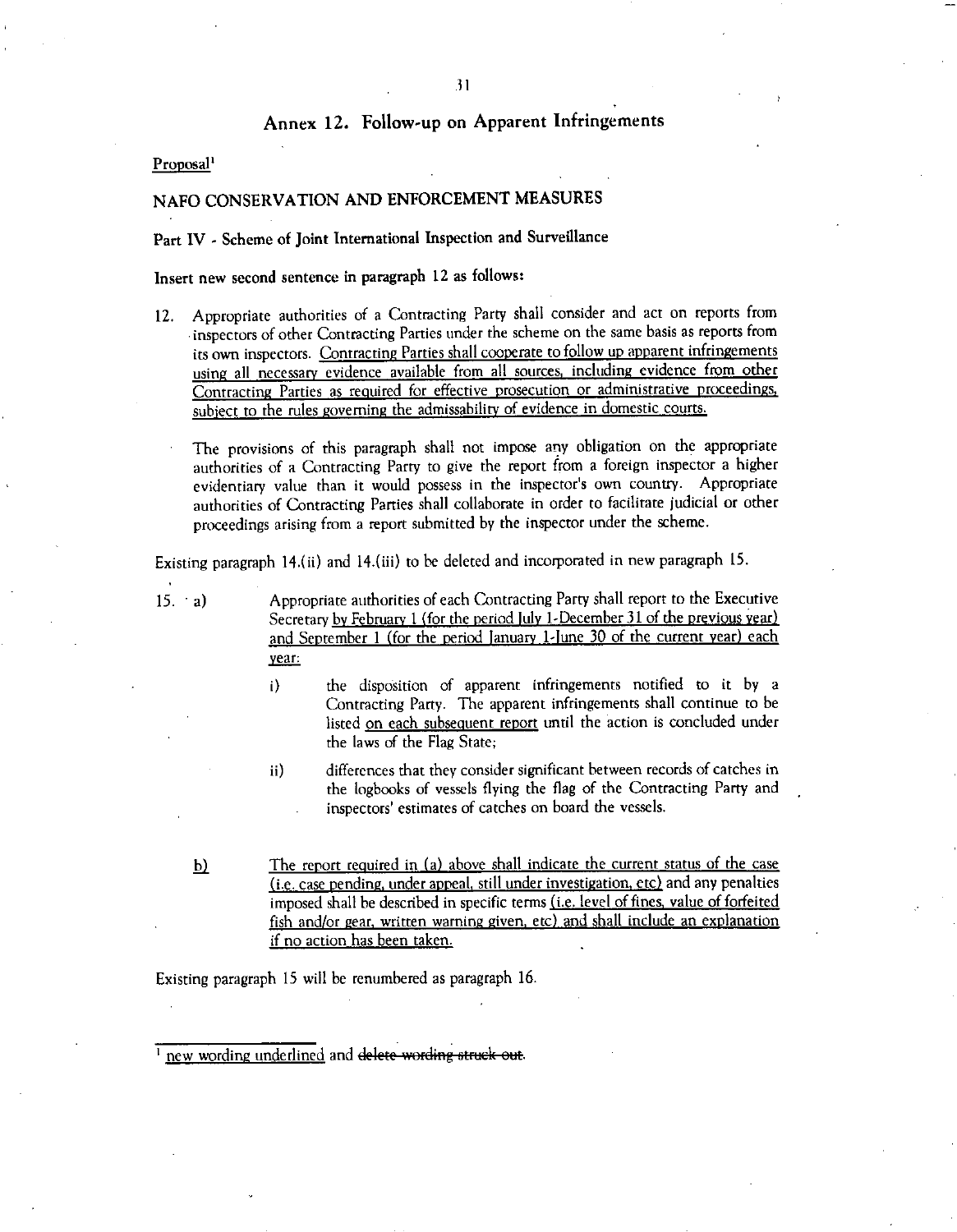# Annex 12. Follow-up on Apparent Infringements

Proposal[1]

## NAFO CONSERVATION AND ENFORCEMENT MEASURES

### Part IV - Scheme of Joint International Inspection and Surveillance

**Insert new second sentence in paragraph 12 as follows:**

12. Appropriate authorities of a Contracting Party shall consider and act on reports from inspectors of other Contracting Parties under the scheme on the same basis as reports from its own inspectors. <u>Contracting Parties shall cooperate to follow up apparent infringements using all necessary evidence available from all sources, including evidence from other Contracting Parties as required for effective prosecution or administrative proceedings, subject to the rules governing the admissability of evidence in domestic courts.</u>

    The provisions of this paragraph shall not impose any obligation on the appropriate authorities of a Contracting Party to give the report from a foreign inspector a higher evidentiary value than it would possess in the inspector's own country. Appropriate authorities of Contracting Parties shall collaborate in order to facilitate judicial or other proceedings arising from a report submitted by the inspector under the scheme.

Existing paragraph 14.(ii) and 14.(iii) to be deleted and incorporated in new paragraph 15.

15. a) Appropriate authorities of each Contracting Party shall report to the Executive Secretary <u>by February 1 (for the period July 1-December 31 of the previous year) and September 1 (for the period January 1-June 30 of the current year) each year:</u>

    i) the disposition of apparent infringements notified to it by a Contracting Party. The apparent infringements shall continue to be listed <u>on each subsequent report</u> until the action is concluded under the laws of the Flag State;

    ii) differences that they consider significant between records of catches in the logbooks of vessels flying the flag of the Contracting Party and inspectors' estimates of catches on board the vessels.

    <u>b)</u> <u>The report required in (a) above shall indicate the current status of the case (i.e. case pending, under appeal, still under investigation, etc)</u> and any penalties imposed shall be described in specific terms <u>(i.e. level of fines, value of forfeited fish and/or gear, written warning given, etc) and shall include an explanation if no action has been taken.</u>

Existing paragraph 15 will be renumbered as paragraph 16.

---

[1] <u>new wording underlined</u> and ~~delete wording struck out~~.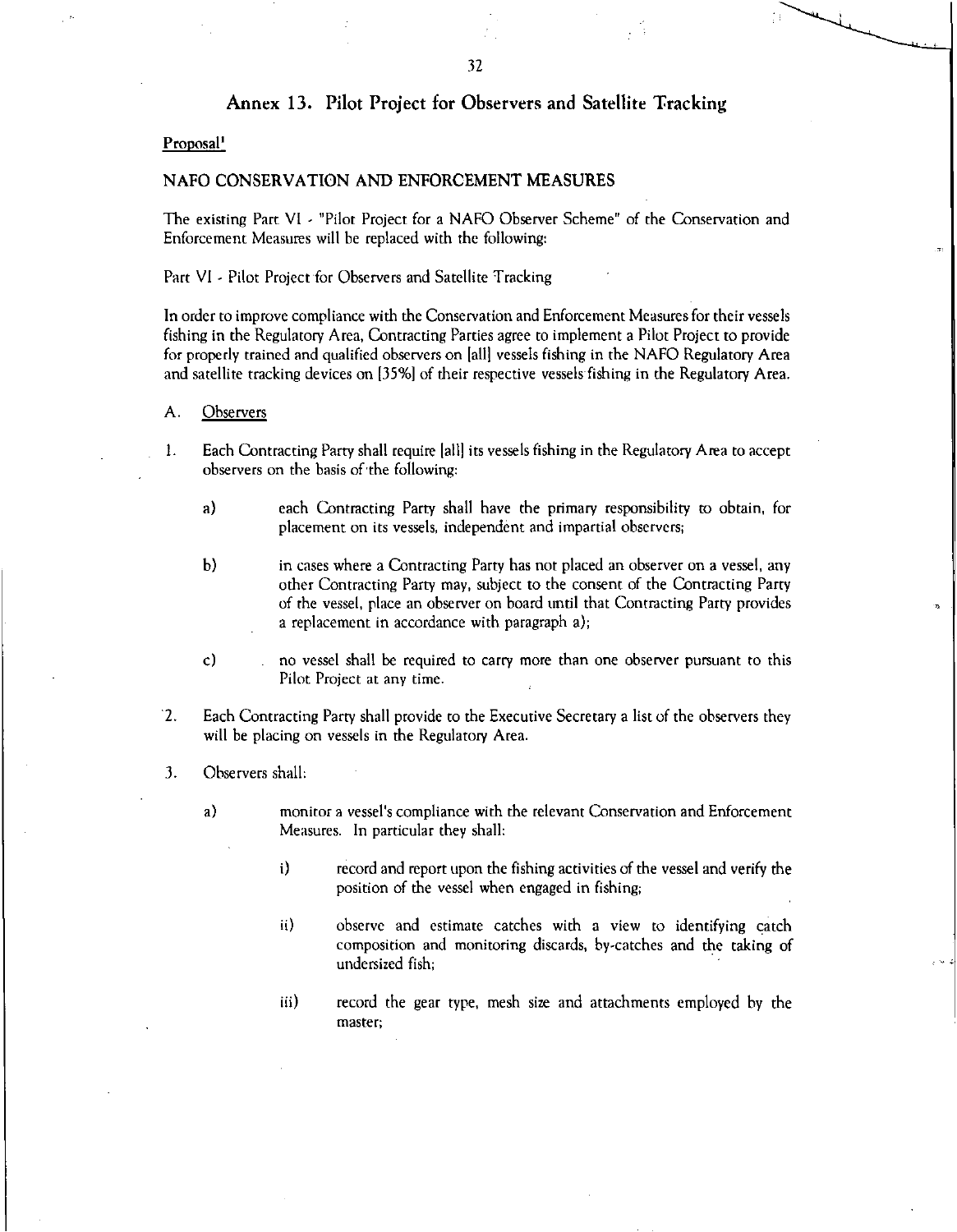## Annex 13. Pilot Project for Observers and Satellite Tracking

Proposal[1]

### NAFO CONSERVATION AND ENFORCEMENT MEASURES

The existing Part VI - "Pilot Project for a NAFO Observer Scheme" of the Conservation and Enforcement Measures will be replaced with the following:

Part VI - Pilot Project for Observers and Satellite Tracking

In order to improve compliance with the Conservation and Enforcement Measures for their vessels fishing in the Regulatory Area, Contracting Parties agree to implement a Pilot Project to provide for properly trained and qualified observers on [all] vessels fishing in the NAFO Regulatory Area and satellite tracking devices on [35%] of their respective vessels fishing in the Regulatory Area.

A. Observers

1. Each Contracting Party shall require [all] its vessels fishing in the Regulatory Area to accept observers on the basis of the following:

    a) each Contracting Party shall have the primary responsibility to obtain, for placement on its vessels, independent and impartial observers;

    b) in cases where a Contracting Party has not placed an observer on a vessel, any other Contracting Party may, subject to the consent of the Contracting Party of the vessel, place an observer on board until that Contracting Party provides a replacement in accordance with paragraph a);

    c) no vessel shall be required to carry more than one observer pursuant to this Pilot Project at any time.

2. Each Contracting Party shall provide to the Executive Secretary a list of the observers they will be placing on vessels in the Regulatory Area.

3. Observers shall:

    a) monitor a vessel's compliance with the relevant Conservation and Enforcement Measures. In particular they shall:

        i) record and report upon the fishing activities of the vessel and verify the position of the vessel when engaged in fishing;

        ii) observe and estimate catches with a view to identifying catch composition and monitoring discards, by-catches and the taking of undersized fish;

        iii) record the gear type, mesh size and attachments employed by the master;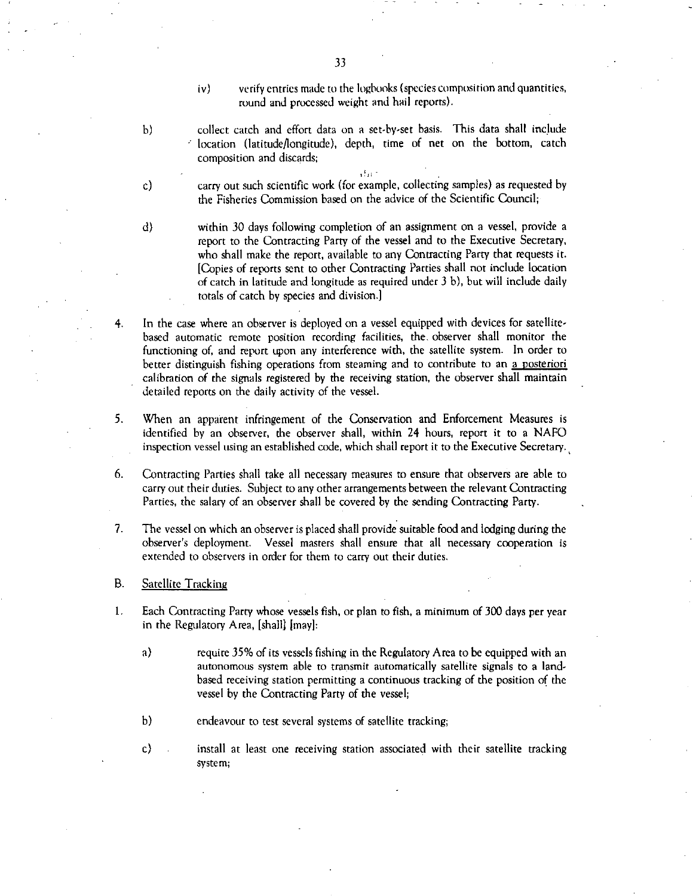iv) verify entries made to the logbooks (species composition and quantities, round and processed weight and hail reports).

b) collect catch and effort data on a set-by-set basis. This data shall include location (latitude/longitude), depth, time of net on the bottom, catch composition and discards;

c) carry out such scientific work (for example, collecting samples) as requested by the Fisheries Commission based on the advice of the Scientific Council;

d) within 30 days following completion of an assignment on a vessel, provide a report to the Contracting Party of the vessel and to the Executive Secretary, who shall make the report, available to any Contracting Party that requests it. [Copies of reports sent to other Contracting Parties shall not include location of catch in latitude and longitude as required under 3 b), but will include daily totals of catch by species and division.]

4. In the case where an observer is deployed on a vessel equipped with devices for satellite-based automatic remote position recording facilities, the observer shall monitor the functioning of, and report upon any interference with, the satellite system. In order to better distinguish fishing operations from steaming and to contribute to an a posteriori calibration of the signals registered by the receiving station, the observer shall maintain detailed reports on the daily activity of the vessel.

5. When an apparent infringement of the Conservation and Enforcement Measures is identified by an observer, the observer shall, within 24 hours, report it to a NAFO inspection vessel using an established code, which shall report it to the Executive Secretary.

6. Contracting Parties shall take all necessary measures to ensure that observers are able to carry out their duties. Subject to any other arrangements between the relevant Contracting Parties, the salary of an observer shall be covered by the sending Contracting Party.

7. The vessel on which an observer is placed shall provide suitable food and lodging during the observer's deployment. Vessel masters shall ensure that all necessary cooperation is extended to observers in order for them to carry out their duties.

B. Satellite Tracking

1. Each Contracting Party whose vessels fish, or plan to fish, a minimum of 300 days per year in the Regulatory Area, [shall] [may]:

a) require 35% of its vessels fishing in the Regulatory Area to be equipped with an autonomous system able to transmit automatically satellite signals to a land-based receiving station permitting a continuous tracking of the position of the vessel by the Contracting Party of the vessel;

b) endeavour to test several systems of satellite tracking;

c) install at least one receiving station associated with their satellite tracking system;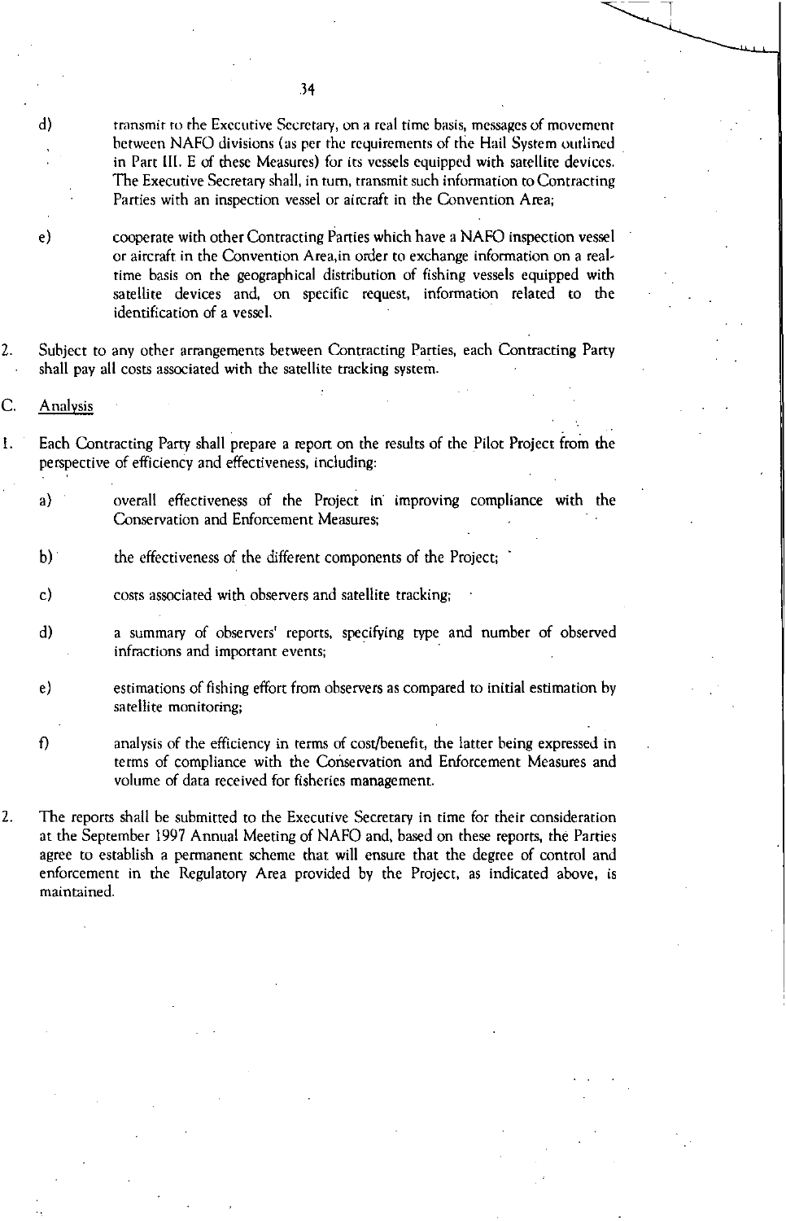d) transmit to the Executive Secretary, on a real time basis, messages of movement between NAFO divisions (as per the requirements of the Hail System outlined in Part III. E of these Measures) for its vessels equipped with satellite devices. The Executive Secretary shall, in turn, transmit such information to Contracting Parties with an inspection vessel or aircraft in the Convention Area;

e) cooperate with other Contracting Parties which have a NAFO inspection vessel or aircraft in the Convention Area,in order to exchange information on a real-time basis on the geographical distribution of fishing vessels equipped with satellite devices and, on specific request, information related to the identification of a vessel.

2. Subject to any other arrangements between Contracting Parties, each Contracting Party shall pay all costs associated with the satellite tracking system.

C. Analysis

1. Each Contracting Party shall prepare a report on the results of the Pilot Project from the perspective of efficiency and effectiveness, including:

a) overall effectiveness of the Project in improving compliance with the Conservation and Enforcement Measures;

b) the effectiveness of the different components of the Project;

c) costs associated with observers and satellite tracking;

d) a summary of observers' reports, specifying type and number of observed infractions and important events;

e) estimations of fishing effort from observers as compared to initial estimation by satellite monitoring;

f) analysis of the efficiency in terms of cost/benefit, the latter being expressed in terms of compliance with the Conservation and Enforcement Measures and volume of data received for fisheries management.

2. The reports shall be submitted to the Executive Secretary in time for their consideration at the September 1997 Annual Meeting of NAFO and, based on these reports, the Parties agree to establish a permanent scheme that will ensure that the degree of control and enforcement in the Regulatory Area provided by the Project, as indicated above, is maintained.